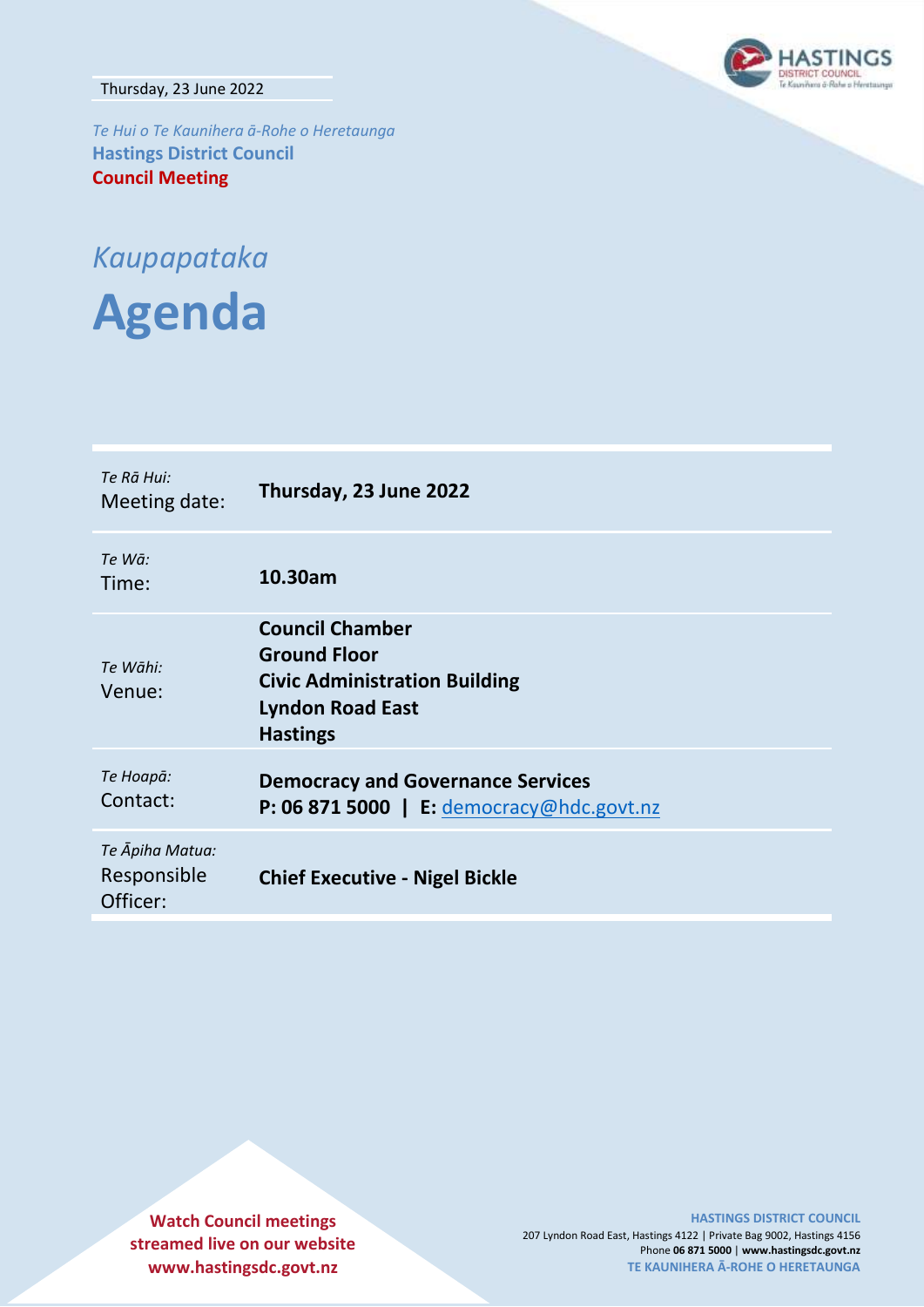Thursday, 23 June 2022

*Te Hui o Te Kaunihera ā-Rohe o Heretaunga*

**Hastings District Council**

**Council Meeting**

## *Kaupapataka*

# Agenda

| | |
|---|---|
| *Te Rā Hui:* Meeting date: | **Thursday, 23 June 2022** |
| *Te Wā:* Time: | **10.30am** |
| *Te Wāhi:* Venue: | **Council Chamber Ground Floor Civic Administration Building Lyndon Road East Hastings** |
| *Te Hoapā:* Contact: | **Democracy and Governance Services P: 06 871 5000 \| E:** democracy@hdc.govt.nz |
| *Te Āpiha Matua:* Responsible Officer: | **Chief Executive - Nigel Bickle** |

**Watch Council meetings streamed live on our website www.hastingsdc.govt.nz**

**HASTINGS DISTRICT COUNCIL**
207 Lyndon Road East, Hastings 4122 | Private Bag 9002, Hastings 4156
Phone **06 871 5000** | **www.hastingsdc.govt.nz**
**TE KAUNIHERA Ā-ROHE O HERETAUNGA**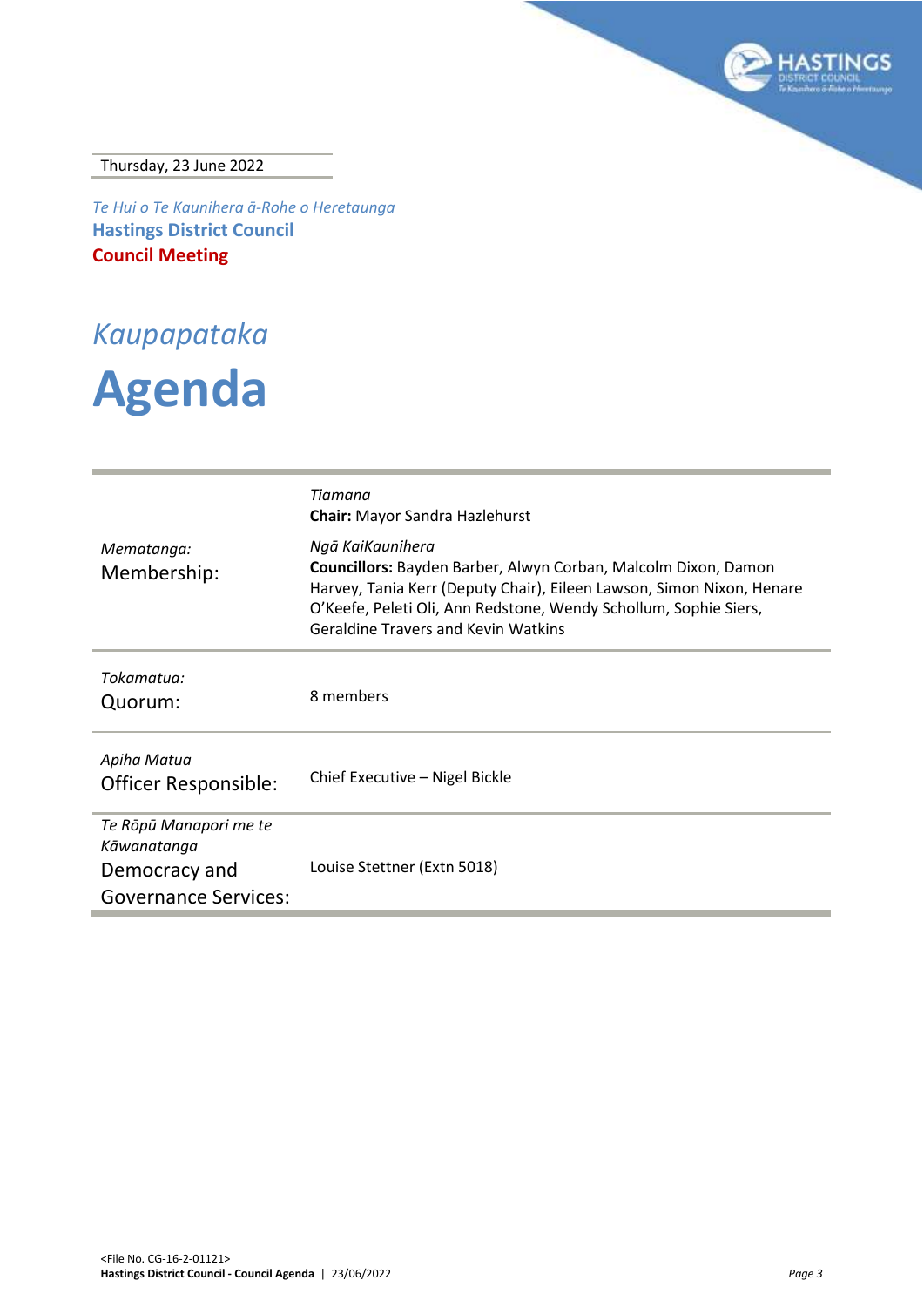Thursday, 23 June 2022

*Te Hui o Te Kaunihera ā-Rohe o Heretaunga*

**Hastings District Council**

**Council Meeting**

# *Kaupapataka*

# Agenda

| | |
|---|---|
| *Mematanga:*<br>Membership: | *Tiamana*<br>**Chair:** Mayor Sandra Hazlehurst<br><br>*Ngā KaiKaunihera*<br>**Councillors:** Bayden Barber, Alwyn Corban, Malcolm Dixon, Damon Harvey, Tania Kerr (Deputy Chair), Eileen Lawson, Simon Nixon, Henare O'Keefe, Peleti Oli, Ann Redstone, Wendy Schollum, Sophie Siers, Geraldine Travers and Kevin Watkins |
| *Tokamatua:*<br>Quorum: | 8 members |
| *Apiha Matua*<br>Officer Responsible: | Chief Executive – Nigel Bickle |
| *Te Rōpū Manapori me te Kāwanatanga*<br>Democracy and Governance Services: | Louise Stettner (Extn 5018) |

<File No. CG-16-2-01121>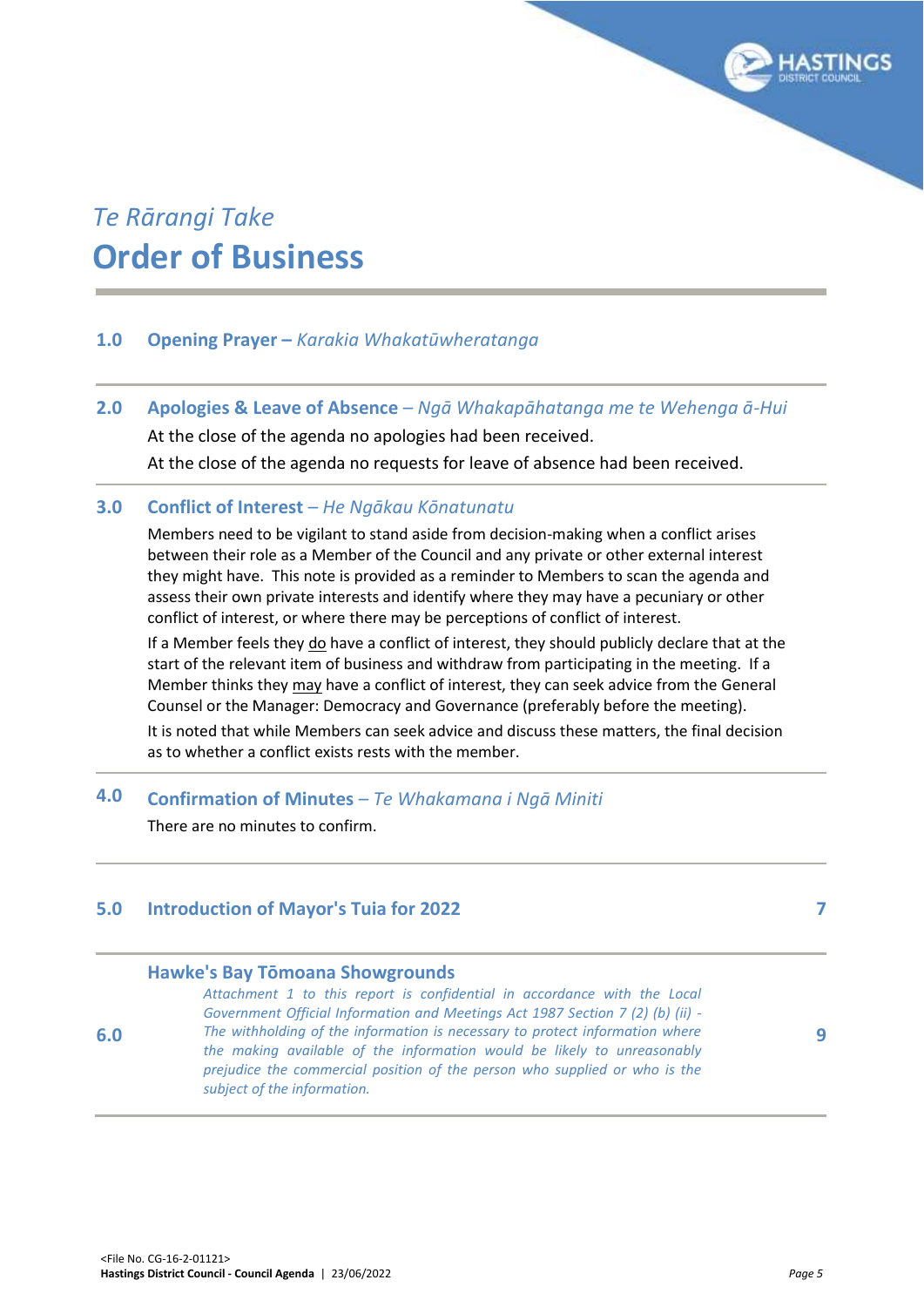*Te Rārangi Take*

# Order of Business

## 1.0 Opening Prayer – *Karakia Whakatūwheratanga*

## 2.0 Apologies & Leave of Absence – *Ngā Whakapāhatanga me te Wehenga ā-Hui*

At the close of the agenda no apologies had been received.

At the close of the agenda no requests for leave of absence had been received.

## 3.0 Conflict of Interest – *He Ngākau Kōnatunatu*

Members need to be vigilant to stand aside from decision-making when a conflict arises between their role as a Member of the Council and any private or other external interest they might have. This note is provided as a reminder to Members to scan the agenda and assess their own private interests and identify where they may have a pecuniary or other conflict of interest, or where there may be perceptions of conflict of interest.

If a Member feels they do have a conflict of interest, they should publicly declare that at the start of the relevant item of business and withdraw from participating in the meeting. If a Member thinks they may have a conflict of interest, they can seek advice from the General Counsel or the Manager: Democracy and Governance (preferably before the meeting).

It is noted that while Members can seek advice and discuss these matters, the final decision as to whether a conflict exists rests with the member.

## 4.0 Confirmation of Minutes – *Te Whakamana i Ngā Miniti*

There are no minutes to confirm.

## 5.0 Introduction of Mayor's Tuia for 2022 — 7

## 6.0 Hawke's Bay Tōmoana Showgrounds — 9

*Attachment 1 to this report is confidential in accordance with the Local Government Official Information and Meetings Act 1987 Section 7 (2) (b) (ii) - The withholding of the information is necessary to protect information where the making available of the information would be likely to unreasonably prejudice the commercial position of the person who supplied or who is the subject of the information.*

<File No. CG-16-2-01121>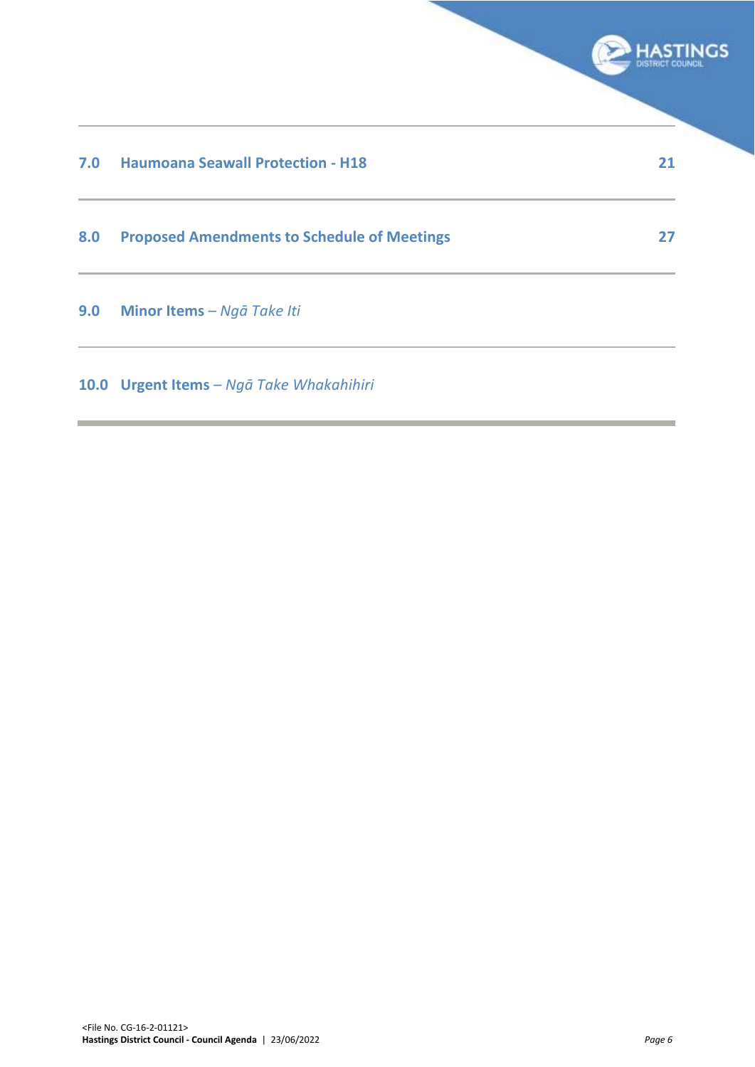| | | |
|---|---|---|
| **7.0** | **Haumoana Seawall Protection - H18** | **21** |
| **8.0** | **Proposed Amendments to Schedule of Meetings** | **27** |
| **9.0** | **Minor Items** – *Ngā Take Iti* | |
| **10.0** | **Urgent Items** – *Ngā Take Whakahihiri* | |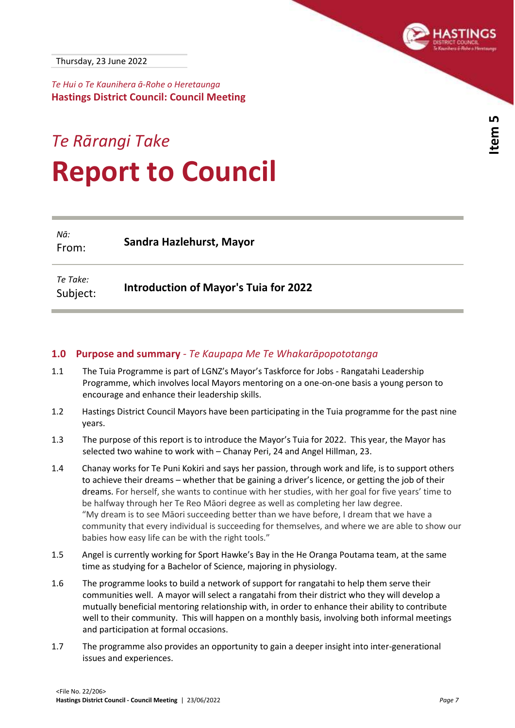Thursday, 23 June 2022

*Te Hui o Te Kaunihera ā-Rohe o Heretaunga*
**Hastings District Council: Council Meeting**

*Te Rārangi Take*
# Report to Council

| *Nā:* From: | **Sandra Hazlehurst, Mayor** |
|---|---|
| *Te Take:* Subject: | **Introduction of Mayor's Tuia for 2022** |

## 1.0 Purpose and summary - *Te Kaupapa Me Te Whakarāpopototanga*

1.1 The Tuia Programme is part of LGNZ's Mayor's Taskforce for Jobs - Rangatahi Leadership Programme, which involves local Mayors mentoring on a one-on-one basis a young person to encourage and enhance their leadership skills.

1.2 Hastings District Council Mayors have been participating in the Tuia programme for the past nine years.

1.3 The purpose of this report is to introduce the Mayor's Tuia for 2022. This year, the Mayor has selected two wahine to work with – Chanay Peri, 24 and Angel Hillman, 23.

1.4 Chanay works for Te Puni Kokiri and says her passion, through work and life, is to support others to achieve their dreams – whether that be gaining a driver's licence, or getting the job of their dreams. For herself, she wants to continue with her studies, with her goal for five years' time to be halfway through her Te Reo Māori degree as well as completing her law degree. "My dream is to see Māori succeeding better than we have before, I dream that we have a community that every individual is succeeding for themselves, and where we are able to show our babies how easy life can be with the right tools."

1.5 Angel is currently working for Sport Hawke's Bay in the He Oranga Poutama team, at the same time as studying for a Bachelor of Science, majoring in physiology.

1.6 The programme looks to build a network of support for rangatahi to help them serve their communities well. A mayor will select a rangatahi from their district who they will develop a mutually beneficial mentoring relationship with, in order to enhance their ability to contribute well to their community. This will happen on a monthly basis, involving both informal meetings and participation at formal occasions.

1.7 The programme also provides an opportunity to gain a deeper insight into inter-generational issues and experiences.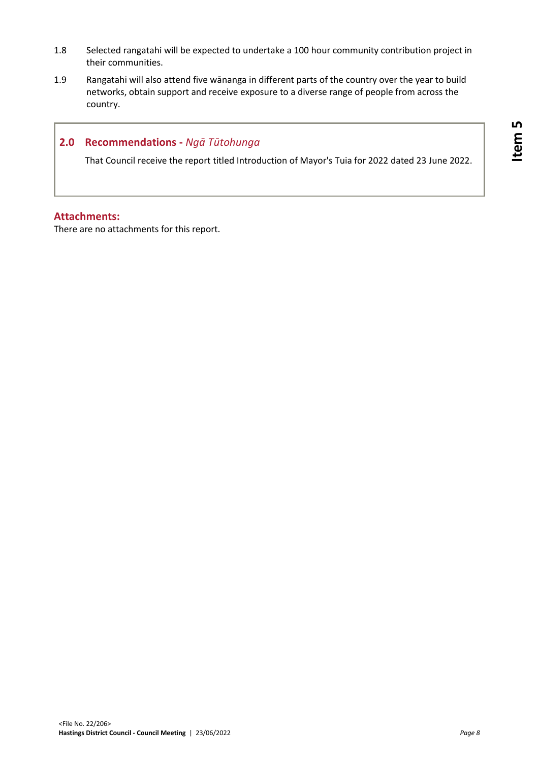1.8 Selected rangatahi will be expected to undertake a 100 hour community contribution project in their communities.

1.9 Rangatahi will also attend five wānanga in different parts of the country over the year to build networks, obtain support and receive exposure to a diverse range of people from across the country.

## 2.0 Recommendations - *Ngā Tūtohunga*

That Council receive the report titled Introduction of Mayor's Tuia for 2022 dated 23 June 2022.

## Attachments:

There are no attachments for this report.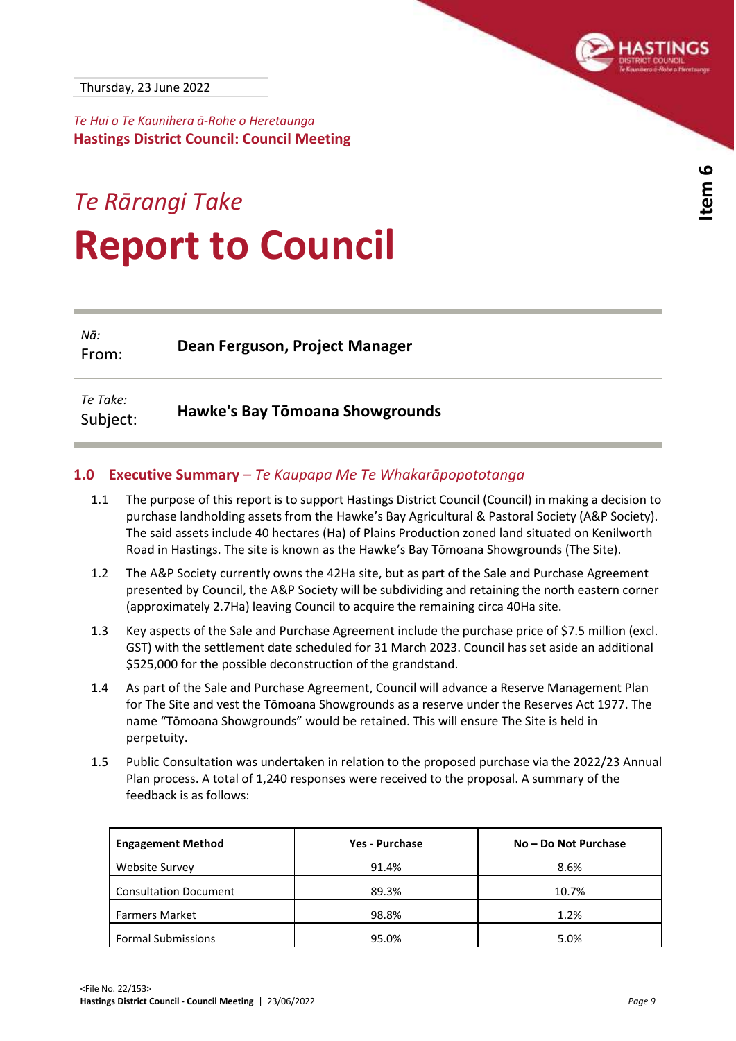Thursday, 23 June 2022

*Te Hui o Te Kaunihera ā-Rohe o Heretaunga*
**Hastings District Council: Council Meeting**

*Te Rārangi Take*

# Report to Council

| | |
|---|---|
| *Nā:* From: | **Dean Ferguson, Project Manager** |
| *Te Take:* Subject: | **Hawke's Bay Tōmoana Showgrounds** |

## 1.0 Executive Summary – *Te Kaupapa Me Te Whakarāpopototanga*

1.1 The purpose of this report is to support Hastings District Council (Council) in making a decision to purchase landholding assets from the Hawke's Bay Agricultural & Pastoral Society (A&P Society). The said assets include 40 hectares (Ha) of Plains Production zoned land situated on Kenilworth Road in Hastings. The site is known as the Hawke's Bay Tōmoana Showgrounds (The Site).

1.2 The A&P Society currently owns the 42Ha site, but as part of the Sale and Purchase Agreement presented by Council, the A&P Society will be subdividing and retaining the north eastern corner (approximately 2.7Ha) leaving Council to acquire the remaining circa 40Ha site.

1.3 Key aspects of the Sale and Purchase Agreement include the purchase price of $7.5 million (excl. GST) with the settlement date scheduled for 31 March 2023. Council has set aside an additional $525,000 for the possible deconstruction of the grandstand.

1.4 As part of the Sale and Purchase Agreement, Council will advance a Reserve Management Plan for The Site and vest the Tōmoana Showgrounds as a reserve under the Reserves Act 1977. The name "Tōmoana Showgrounds" would be retained. This will ensure The Site is held in perpetuity.

1.5 Public Consultation was undertaken in relation to the proposed purchase via the 2022/23 Annual Plan process. A total of 1,240 responses were received to the proposal. A summary of the feedback is as follows:

| Engagement Method | Yes - Purchase | No – Do Not Purchase |
|---|---|---|
| Website Survey | 91.4% | 8.6% |
| Consultation Document | 89.3% | 10.7% |
| Farmers Market | 98.8% | 1.2% |
| Formal Submissions | 95.0% | 5.0% |

<File No. 22/153>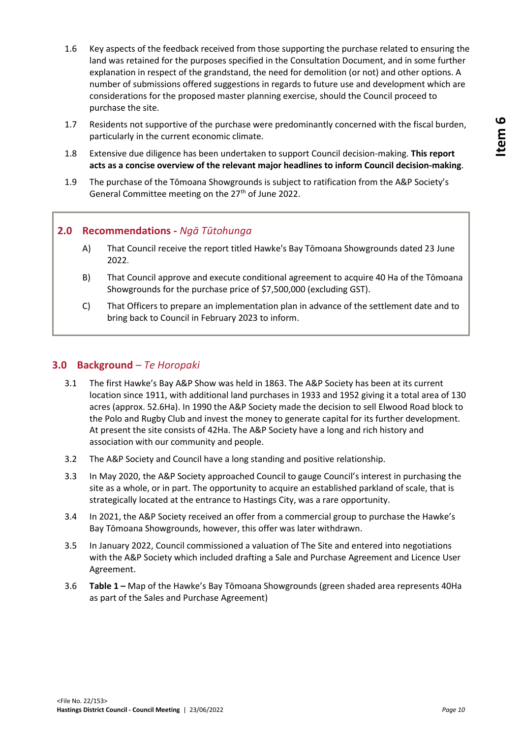1.6 Key aspects of the feedback received from those supporting the purchase related to ensuring the land was retained for the purposes specified in the Consultation Document, and in some further explanation in respect of the grandstand, the need for demolition (or not) and other options. A number of submissions offered suggestions in regards to future use and development which are considerations for the proposed master planning exercise, should the Council proceed to purchase the site.

1.7 Residents not supportive of the purchase were predominantly concerned with the fiscal burden, particularly in the current economic climate.

1.8 Extensive due diligence has been undertaken to support Council decision-making. **This report acts as a concise overview of the relevant major headlines to inform Council decision-making**.

1.9 The purchase of the Tōmoana Showgrounds is subject to ratification from the A&P Society's General Committee meeting on the 27th of June 2022.

## 2.0 Recommendations - *Ngā Tūtohunga*

A) That Council receive the report titled Hawke's Bay Tōmoana Showgrounds dated 23 June 2022.

B) That Council approve and execute conditional agreement to acquire 40 Ha of the Tōmoana Showgrounds for the purchase price of $7,500,000 (excluding GST).

C) That Officers to prepare an implementation plan in advance of the settlement date and to bring back to Council in February 2023 to inform.

## 3.0 Background – *Te Horopaki*

3.1 The first Hawke's Bay A&P Show was held in 1863. The A&P Society has been at its current location since 1911, with additional land purchases in 1933 and 1952 giving it a total area of 130 acres (approx. 52.6Ha). In 1990 the A&P Society made the decision to sell Elwood Road block to the Polo and Rugby Club and invest the money to generate capital for its further development. At present the site consists of 42Ha. The A&P Society have a long and rich history and association with our community and people.

3.2 The A&P Society and Council have a long standing and positive relationship.

3.3 In May 2020, the A&P Society approached Council to gauge Council's interest in purchasing the site as a whole, or in part. The opportunity to acquire an established parkland of scale, that is strategically located at the entrance to Hastings City, was a rare opportunity.

3.4 In 2021, the A&P Society received an offer from a commercial group to purchase the Hawke's Bay Tōmoana Showgrounds, however, this offer was later withdrawn.

3.5 In January 2022, Council commissioned a valuation of The Site and entered into negotiations with the A&P Society which included drafting a Sale and Purchase Agreement and Licence User Agreement.

3.6 **Table 1 –** Map of the Hawke's Bay Tōmoana Showgrounds (green shaded area represents 40Ha as part of the Sales and Purchase Agreement)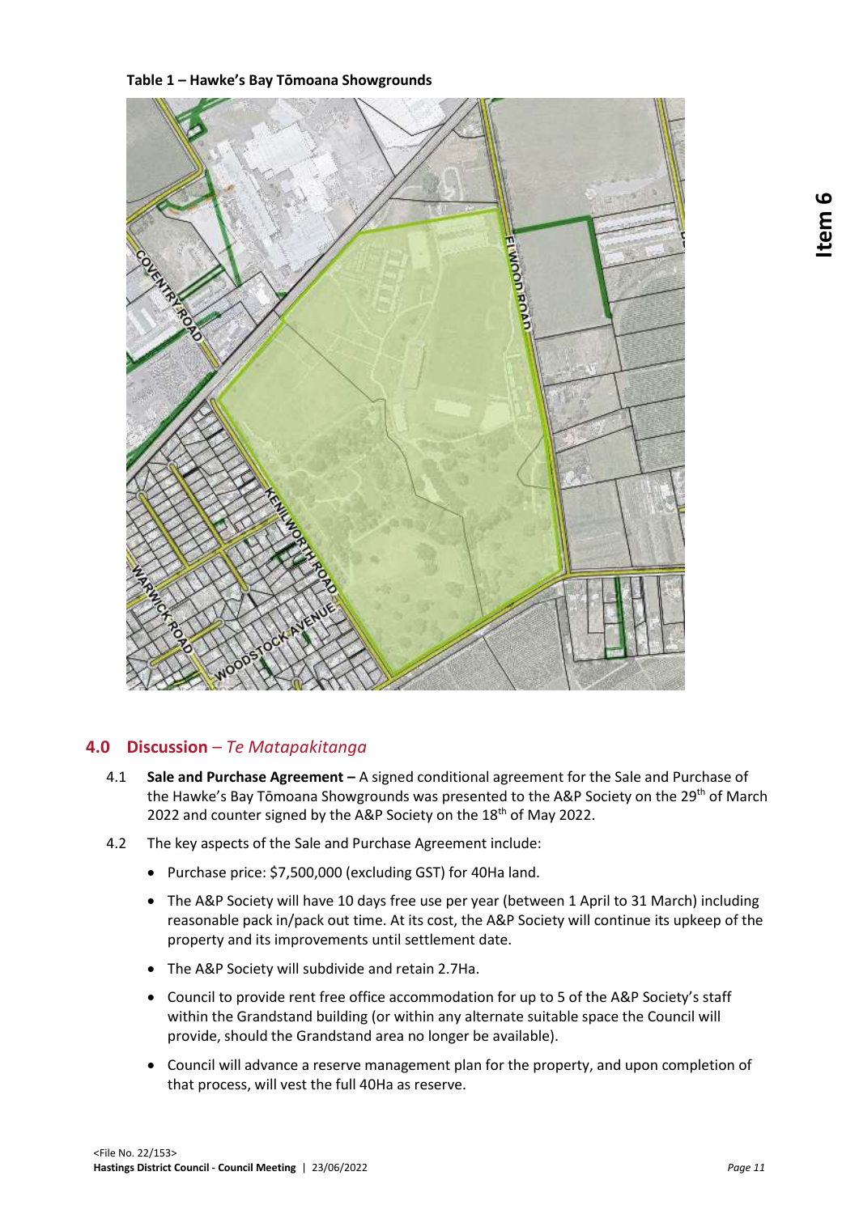**Table 1 – Hawke's Bay Tōmoana Showgrounds**

## 4.0 Discussion – *Te Matapakitanga*

4.1 **Sale and Purchase Agreement –** A signed conditional agreement for the Sale and Purchase of the Hawke's Bay Tōmoana Showgrounds was presented to the A&P Society on the 29th of March 2022 and counter signed by the A&P Society on the 18th of May 2022.

4.2 The key aspects of the Sale and Purchase Agreement include:

- Purchase price: $7,500,000 (excluding GST) for 40Ha land.
- The A&P Society will have 10 days free use per year (between 1 April to 31 March) including reasonable pack in/pack out time. At its cost, the A&P Society will continue its upkeep of the property and its improvements until settlement date.
- The A&P Society will subdivide and retain 2.7Ha.
- Council to provide rent free office accommodation for up to 5 of the A&P Society's staff within the Grandstand building (or within any alternate suitable space the Council will provide, should the Grandstand area no longer be available).
- Council will advance a reserve management plan for the property, and upon completion of that process, will vest the full 40Ha as reserve.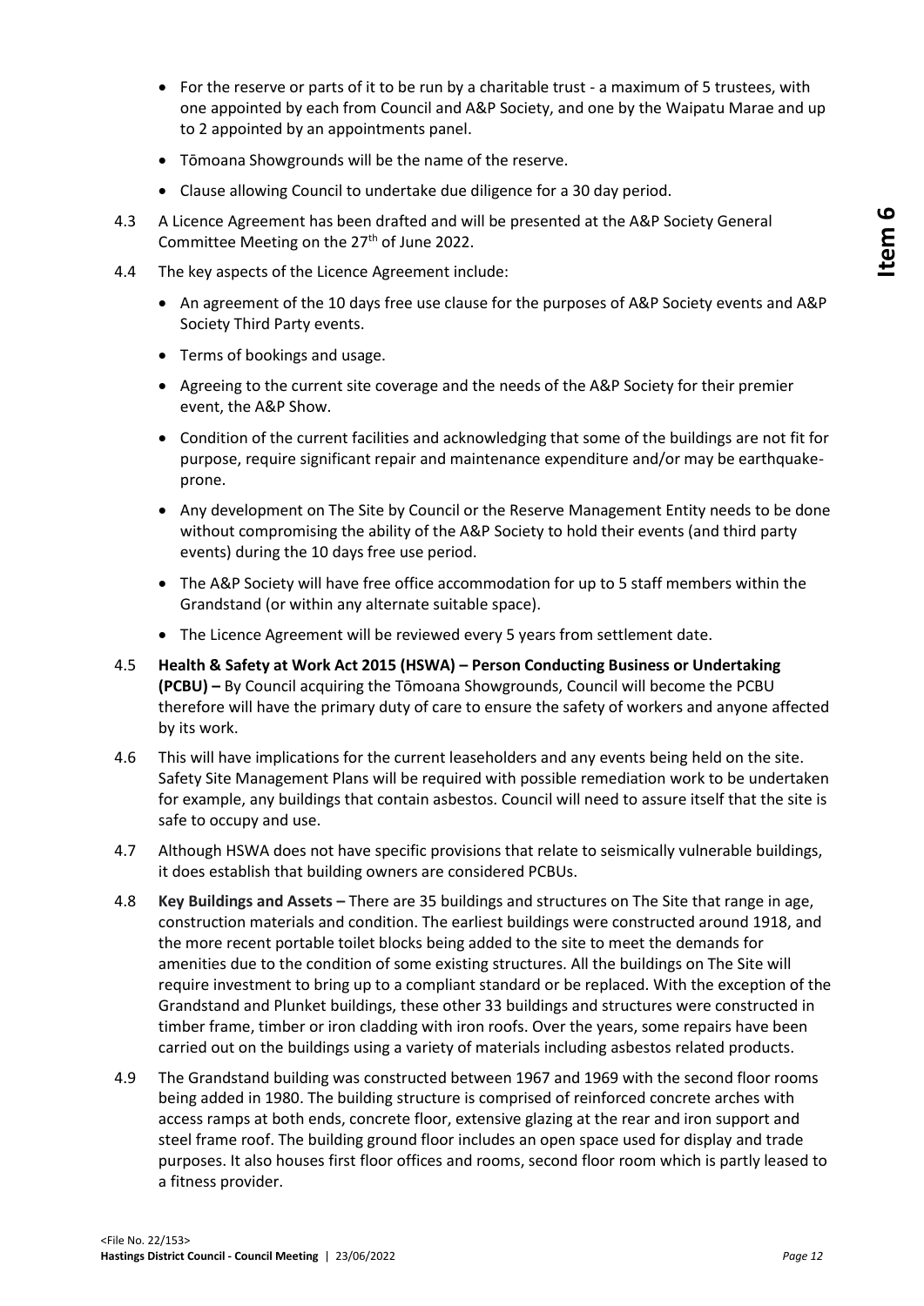- For the reserve or parts of it to be run by a charitable trust - a maximum of 5 trustees, with one appointed by each from Council and A&P Society, and one by the Waipatu Marae and up to 2 appointed by an appointments panel.
- Tōmoana Showgrounds will be the name of the reserve.
- Clause allowing Council to undertake due diligence for a 30 day period.

4.3 A Licence Agreement has been drafted and will be presented at the A&P Society General Committee Meeting on the 27th of June 2022.

4.4 The key aspects of the Licence Agreement include:

- An agreement of the 10 days free use clause for the purposes of A&P Society events and A&P Society Third Party events.
- Terms of bookings and usage.
- Agreeing to the current site coverage and the needs of the A&P Society for their premier event, the A&P Show.
- Condition of the current facilities and acknowledging that some of the buildings are not fit for purpose, require significant repair and maintenance expenditure and/or may be earthquake-prone.
- Any development on The Site by Council or the Reserve Management Entity needs to be done without compromising the ability of the A&P Society to hold their events (and third party events) during the 10 days free use period.
- The A&P Society will have free office accommodation for up to 5 staff members within the Grandstand (or within any alternate suitable space).
- The Licence Agreement will be reviewed every 5 years from settlement date.

4.5 **Health & Safety at Work Act 2015 (HSWA) – Person Conducting Business or Undertaking (PCBU) –** By Council acquiring the Tōmoana Showgrounds, Council will become the PCBU therefore will have the primary duty of care to ensure the safety of workers and anyone affected by its work.

4.6 This will have implications for the current leaseholders and any events being held on the site. Safety Site Management Plans will be required with possible remediation work to be undertaken for example, any buildings that contain asbestos. Council will need to assure itself that the site is safe to occupy and use.

4.7 Although HSWA does not have specific provisions that relate to seismically vulnerable buildings, it does establish that building owners are considered PCBUs.

4.8 **Key Buildings and Assets –** There are 35 buildings and structures on The Site that range in age, construction materials and condition. The earliest buildings were constructed around 1918, and the more recent portable toilet blocks being added to the site to meet the demands for amenities due to the condition of some existing structures. All the buildings on The Site will require investment to bring up to a compliant standard or be replaced. With the exception of the Grandstand and Plunket buildings, these other 33 buildings and structures were constructed in timber frame, timber or iron cladding with iron roofs. Over the years, some repairs have been carried out on the buildings using a variety of materials including asbestos related products.

4.9 The Grandstand building was constructed between 1967 and 1969 with the second floor rooms being added in 1980. The building structure is comprised of reinforced concrete arches with access ramps at both ends, concrete floor, extensive glazing at the rear and iron support and steel frame roof. The building ground floor includes an open space used for display and trade purposes. It also houses first floor offices and rooms, second floor room which is partly leased to a fitness provider.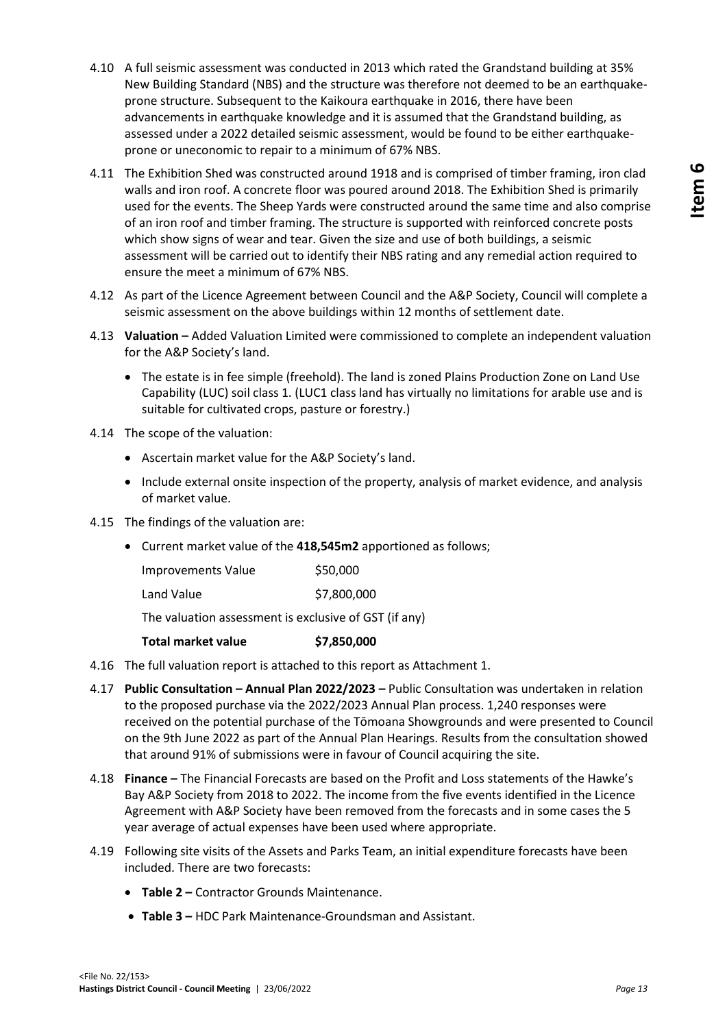4.10 A full seismic assessment was conducted in 2013 which rated the Grandstand building at 35% New Building Standard (NBS) and the structure was therefore not deemed to be an earthquake-prone structure. Subsequent to the Kaikoura earthquake in 2016, there have been advancements in earthquake knowledge and it is assumed that the Grandstand building, as assessed under a 2022 detailed seismic assessment, would be found to be either earthquake-prone or uneconomic to repair to a minimum of 67% NBS.

4.11 The Exhibition Shed was constructed around 1918 and is comprised of timber framing, iron clad walls and iron roof. A concrete floor was poured around 2018. The Exhibition Shed is primarily used for the events. The Sheep Yards were constructed around the same time and also comprise of an iron roof and timber framing. The structure is supported with reinforced concrete posts which show signs of wear and tear. Given the size and use of both buildings, a seismic assessment will be carried out to identify their NBS rating and any remedial action required to ensure the meet a minimum of 67% NBS.

4.12 As part of the Licence Agreement between Council and the A&P Society, Council will complete a seismic assessment on the above buildings within 12 months of settlement date.

4.13 **Valuation –** Added Valuation Limited were commissioned to complete an independent valuation for the A&P Society's land.

- The estate is in fee simple (freehold). The land is zoned Plains Production Zone on Land Use Capability (LUC) soil class 1. (LUC1 class land has virtually no limitations for arable use and is suitable for cultivated crops, pasture or forestry.)

4.14 The scope of the valuation:

- Ascertain market value for the A&P Society's land.
- Include external onsite inspection of the property, analysis of market evidence, and analysis of market value.

4.15 The findings of the valuation are:

- Current market value of the **418,545m2** apportioned as follows;

| | |
|---|---|
| Improvements Value | \$50,000 |
| Land Value | \$7,800,000 |
| The valuation assessment is exclusive of GST (if any) | |
| **Total market value** | **\$7,850,000** |

4.16 The full valuation report is attached to this report as Attachment 1.

4.17 **Public Consultation – Annual Plan 2022/2023 –** Public Consultation was undertaken in relation to the proposed purchase via the 2022/2023 Annual Plan process. 1,240 responses were received on the potential purchase of the Tōmoana Showgrounds and were presented to Council on the 9th June 2022 as part of the Annual Plan Hearings. Results from the consultation showed that around 91% of submissions were in favour of Council acquiring the site.

4.18 **Finance –** The Financial Forecasts are based on the Profit and Loss statements of the Hawke's Bay A&P Society from 2018 to 2022. The income from the five events identified in the Licence Agreement with A&P Society have been removed from the forecasts and in some cases the 5 year average of actual expenses have been used where appropriate.

4.19 Following site visits of the Assets and Parks Team, an initial expenditure forecasts have been included. There are two forecasts:

- **Table 2 –** Contractor Grounds Maintenance.
- **Table 3 –** HDC Park Maintenance-Groundsman and Assistant.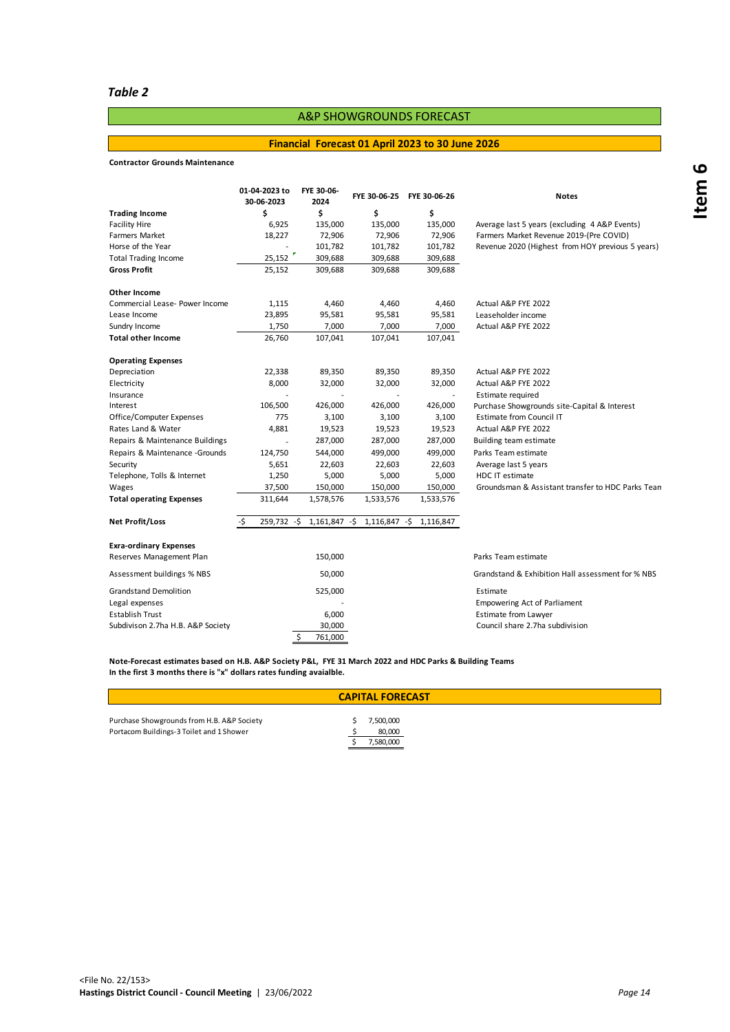*Table 2*

## A&P SHOWGROUNDS FORECAST

### Financial Forecast 01 April 2023 to 30 June 2026

**Contractor Grounds Maintenance**

| | 01-04-2023 to 30-06-2023 | FYE 30-06-2024 | FYE 30-06-25 | FYE 30-06-26 | Notes |
|---|---|---|---|---|---|
| **Trading Income** | **$** | **$** | **$** | **$** | |
| Facility Hire | 6,925 | 135,000 | 135,000 | 135,000 | Average last 5 years (excluding 4 A&P Events) |
| Farmers Market | 18,227 | 72,906 | 72,906 | 72,906 | Farmers Market Revenue 2019-(Pre COVID) |
| Horse of the Year | - | 101,782 | 101,782 | 101,782 | Revenue 2020 (Highest from HOY previous 5 years) |
| Total Trading Income | 25,152 | 309,688 | 309,688 | 309,688 | |
| **Gross Profit** | 25,152 | 309,688 | 309,688 | 309,688 | |
| | | | | | |
| **Other Income** | | | | | |
| Commercial Lease- Power Income | 1,115 | 4,460 | 4,460 | 4,460 | Actual A&P FYE 2022 |
| Lease Income | 23,895 | 95,581 | 95,581 | 95,581 | Leaseholder income |
| Sundry Income | 1,750 | 7,000 | 7,000 | 7,000 | Actual A&P FYE 2022 |
| **Total other Income** | 26,760 | 107,041 | 107,041 | 107,041 | |
| | | | | | |
| **Operating Expenses** | | | | | |
| Depreciation | 22,338 | 89,350 | 89,350 | 89,350 | Actual A&P FYE 2022 |
| Electricity | 8,000 | 32,000 | 32,000 | 32,000 | Actual A&P FYE 2022 |
| Insurance | - | - | - | - | Estimate required |
| Interest | 106,500 | 426,000 | 426,000 | 426,000 | Purchase Showgrounds site-Capital & Interest |
| Office/Computer Expenses | 775 | 3,100 | 3,100 | 3,100 | Estimate from Council IT |
| Rates Land & Water | 4,881 | 19,523 | 19,523 | 19,523 | Actual A&P FYE 2022 |
| Repairs & Maintenance Buildings | - | 287,000 | 287,000 | 287,000 | Building team estimate |
| Repairs & Maintenance -Grounds | 124,750 | 544,000 | 499,000 | 499,000 | Parks Team estimate |
| Security | 5,651 | 22,603 | 22,603 | 22,603 | Average last 5 years |
| Telephone, Tolls & Internet | 1,250 | 5,000 | 5,000 | 5,000 | HDC IT estimate |
| Wages | 37,500 | 150,000 | 150,000 | 150,000 | Groundsman & Assistant transfer to HDC Parks Tean |
| **Total operating Expenses** | 311,644 | 1,578,576 | 1,533,576 | 1,533,576 | |
| | | | | | |
| **Net Profit/Loss** | -$ 259,732 | -$ 1,161,847 | -$ 1,116,847 | -$ 1,116,847 | |
| | | | | | |
| **Exra-ordinary Expenses** | | | | | |
| Reserves Management Plan | | 150,000 | | | Parks Team estimate |
| Assessment buildings % NBS | | 50,000 | | | Grandstand & Exhibition Hall assessment for % NBS |
| Grandstand Demolition | | 525,000 | | | Estimate |
| Legal expenses | | - | | | Empowering Act of Parliament |
| Establish Trust | | 6,000 | | | Estimate from Lawyer |
| Subdivison 2.7ha H.B. A&P Society | | 30,000 | | | Council share 2.7ha subdivision |
| | | $ 761,000 | | | |

**Note-Forecast estimates based on H.B. A&P Society P&L, FYE 31 March 2022 and HDC Parks & Building Teams**
**In the first 3 months there is "x" dollars rates funding avaialble.**

### CAPITAL FORECAST

| | |
|---|---|
| Purchase Showgrounds from H.B. A&P Society | $ 7,500,000 |
| Portacom Buildings-3 Toilet and 1 Shower | $ 80,000 |
| | $ 7,580,000 |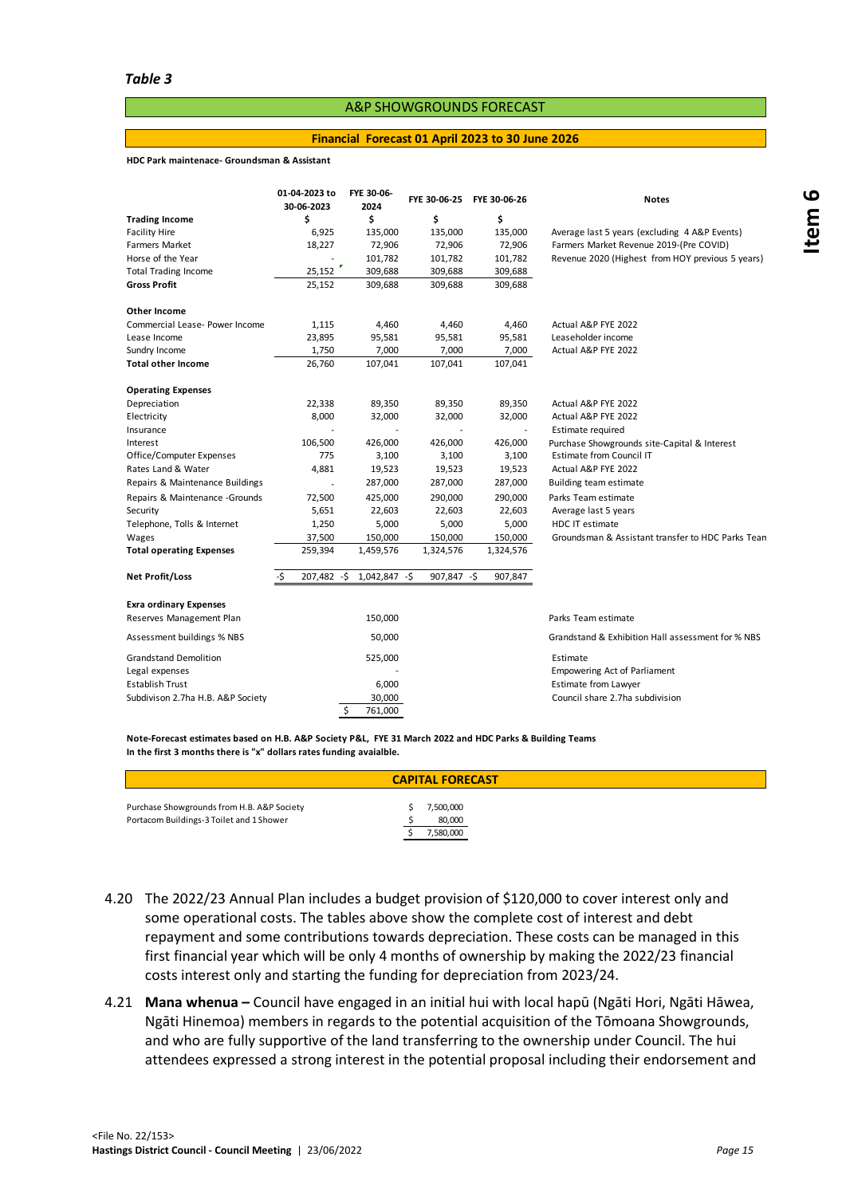*Table 3*

| A&P SHOWGROUNDS FORECAST | | | | | |
|---|---|---|---|---|---|
| **Financial Forecast 01 April 2023 to 30 June 2026** | | | | | |
| **HDC Park maintenace- Groundsman & Assistant** | | | | | |
| | **01-04-2023 to 30-06-2023** | **FYE 30-06-2024** | **FYE 30-06-25** | **FYE 30-06-26** | **Notes** |
| **Trading Income** | **$** | **$** | **$** | **$** | |
| Facility Hire | 6,925 | 135,000 | 135,000 | 135,000 | Average last 5 years (excluding 4 A&P Events) |
| Farmers Market | 18,227 | 72,906 | 72,906 | 72,906 | Farmers Market Revenue 2019-(Pre COVID) |
| Horse of the Year | - | 101,782 | 101,782 | 101,782 | Revenue 2020 (Highest from HOY previous 5 years) |
| Total Trading Income | 25,152 | 309,688 | 309,688 | 309,688 | |
| **Gross Profit** | 25,152 | 309,688 | 309,688 | 309,688 | |
| **Other Income** | | | | | |
| Commercial Lease- Power Income | 1,115 | 4,460 | 4,460 | 4,460 | Actual A&P FYE 2022 |
| Lease Income | 23,895 | 95,581 | 95,581 | 95,581 | Leaseholder income |
| Sundry Income | 1,750 | 7,000 | 7,000 | 7,000 | Actual A&P FYE 2022 |
| **Total other Income** | 26,760 | 107,041 | 107,041 | 107,041 | |
| **Operating Expenses** | | | | | |
| Depreciation | 22,338 | 89,350 | 89,350 | 89,350 | Actual A&P FYE 2022 |
| Electricity | 8,000 | 32,000 | 32,000 | 32,000 | Actual A&P FYE 2022 |
| Insurance | - | - | - | - | Estimate required |
| Interest | 106,500 | 426,000 | 426,000 | 426,000 | Purchase Showgrounds site-Capital & Interest |
| Office/Computer Expenses | 775 | 3,100 | 3,100 | 3,100 | Estimate from Council IT |
| Rates Land & Water | 4,881 | 19,523 | 19,523 | 19,523 | Actual A&P FYE 2022 |
| Repairs & Maintenance Buildings | - | 287,000 | 287,000 | 287,000 | Building team estimate |
| Repairs & Maintenance -Grounds | 72,500 | 425,000 | 290,000 | 290,000 | Parks Team estimate |
| Security | 5,651 | 22,603 | 22,603 | 22,603 | Average last 5 years |
| Telephone, Tolls & Internet | 1,250 | 5,000 | 5,000 | 5,000 | HDC IT estimate |
| Wages | 37,500 | 150,000 | 150,000 | 150,000 | Groundsman & Assistant transfer to HDC Parks Tean |
| **Total operating Expenses** | 259,394 | 1,459,576 | 1,324,576 | 1,324,576 | |
| **Net Profit/Loss** | -$ 207,482 | -$ 1,042,847 | -$ 907,847 | -$ 907,847 | |
| **Exra ordinary Expenses** | | | | | |
| Reserves Management Plan | | 150,000 | | | Parks Team estimate |
| Assessment buildings % NBS | | 50,000 | | | Grandstand & Exhibition Hall assessment for % NBS |
| Grandstand Demolition | | 525,000 | | | Estimate |
| Legal expenses | | - | | | Empowering Act of Parliament |
| Establish Trust | | 6,000 | | | Estimate from Lawyer |
| Subdivison 2.7ha H.B. A&P Society | | 30,000 | | | Council share 2.7ha subdivision |
| | | $ 761,000 | | | |

**Note-Forecast estimates based on H.B. A&P Society P&L, FYE 31 March 2022 and HDC Parks & Building Teams**
**In the first 3 months there is "x" dollars rates funding avaialble.**

| CAPITAL FORECAST | |
|---|---|
| Purchase Showgrounds from H.B. A&P Society | $ 7,500,000 |
| Portacom Buildings-3 Toilet and 1 Shower | $ 80,000 |
| | $ 7,580,000 |

4.20 The 2022/23 Annual Plan includes a budget provision of $120,000 to cover interest only and some operational costs. The tables above show the complete cost of interest and debt repayment and some contributions towards depreciation. These costs can be managed in this first financial year which will be only 4 months of ownership by making the 2022/23 financial costs interest only and starting the funding for depreciation from 2023/24.

4.21 **Mana whenua –** Council have engaged in an initial hui with local hapū (Ngāti Hori, Ngāti Hāwea, Ngāti Hinemoa) members in regards to the potential acquisition of the Tōmoana Showgrounds, and who are fully supportive of the land transferring to the ownership under Council. The hui attendees expressed a strong interest in the potential proposal including their endorsement and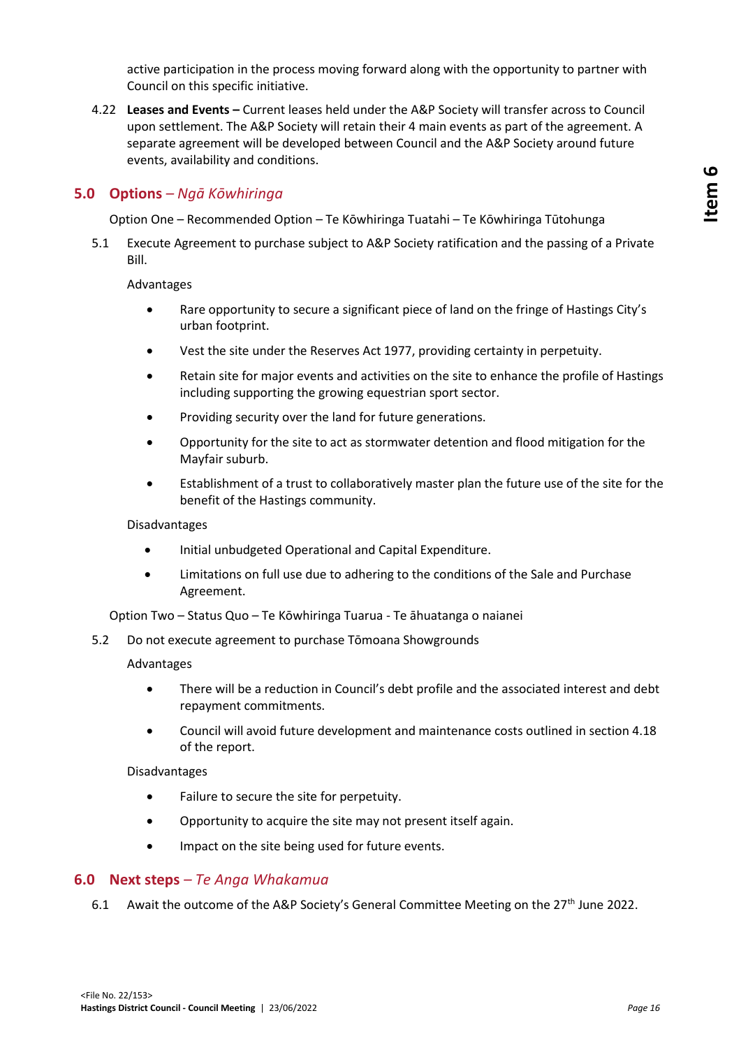active participation in the process moving forward along with the opportunity to partner with Council on this specific initiative.

4.22 **Leases and Events –** Current leases held under the A&P Society will transfer across to Council upon settlement. The A&P Society will retain their 4 main events as part of the agreement. A separate agreement will be developed between Council and the A&P Society around future events, availability and conditions.

## 5.0 Options – *Ngā Kōwhiringa*

Option One – Recommended Option – Te Kōwhiringa Tuatahi – Te Kōwhiringa Tūtohunga

5.1 Execute Agreement to purchase subject to A&P Society ratification and the passing of a Private Bill.

Advantages

- Rare opportunity to secure a significant piece of land on the fringe of Hastings City's urban footprint.
- Vest the site under the Reserves Act 1977, providing certainty in perpetuity.
- Retain site for major events and activities on the site to enhance the profile of Hastings including supporting the growing equestrian sport sector.
- Providing security over the land for future generations.
- Opportunity for the site to act as stormwater detention and flood mitigation for the Mayfair suburb.
- Establishment of a trust to collaboratively master plan the future use of the site for the benefit of the Hastings community.

Disadvantages

- Initial unbudgeted Operational and Capital Expenditure.
- Limitations on full use due to adhering to the conditions of the Sale and Purchase Agreement.

Option Two – Status Quo – Te Kōwhiringa Tuarua - Te āhuatanga o naianei

5.2 Do not execute agreement to purchase Tōmoana Showgrounds

Advantages

- There will be a reduction in Council's debt profile and the associated interest and debt repayment commitments.
- Council will avoid future development and maintenance costs outlined in section 4.18 of the report.

Disadvantages

- Failure to secure the site for perpetuity.
- Opportunity to acquire the site may not present itself again.
- Impact on the site being used for future events.

## 6.0 Next steps – *Te Anga Whakamua*

6.1 Await the outcome of the A&P Society's General Committee Meeting on the 27th June 2022.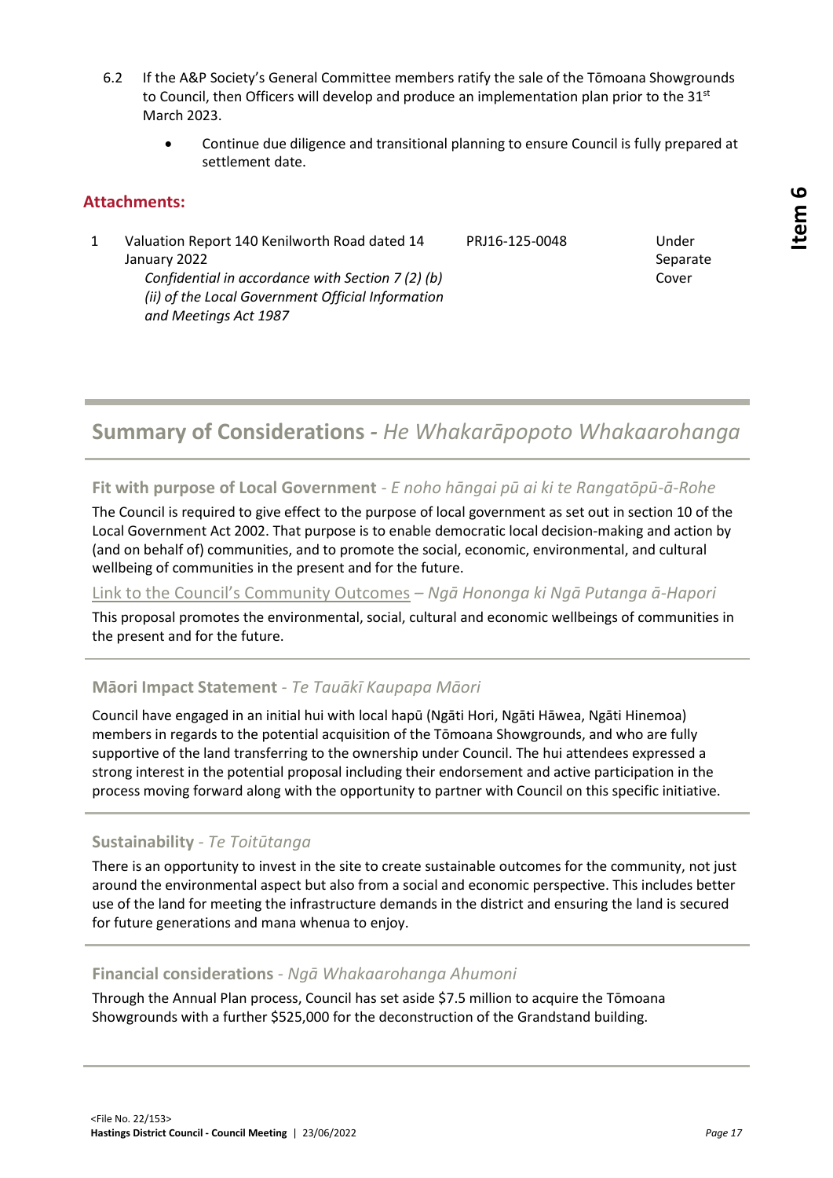6.2 If the A&P Society's General Committee members ratify the sale of the Tōmoana Showgrounds to Council, then Officers will develop and produce an implementation plan prior to the 31st March 2023.

- Continue due diligence and transitional planning to ensure Council is fully prepared at settlement date.

## Attachments:

| | | | |
|---|---|---|---|
| 1 | Valuation Report 140 Kenilworth Road dated 14 January 2022<br>*Confidential in accordance with Section 7 (2) (b) (ii) of the Local Government Official Information and Meetings Act 1987* | PRJ16-125-0048 | Under Separate Cover |

## Summary of Considerations - *He Whakarāpopoto Whakaarohanga*

### Fit with purpose of Local Government - *E noho hāngai pū ai ki te Rangatōpū-ā-Rohe*

The Council is required to give effect to the purpose of local government as set out in section 10 of the Local Government Act 2002. That purpose is to enable democratic local decision-making and action by (and on behalf of) communities, and to promote the social, economic, environmental, and cultural wellbeing of communities in the present and for the future.

### Link to the Council's Community Outcomes – *Ngā Hononga ki Ngā Putanga ā-Hapori*

This proposal promotes the environmental, social, cultural and economic wellbeings of communities in the present and for the future.

### Māori Impact Statement - *Te Tauākī Kaupapa Māori*

Council have engaged in an initial hui with local hapū (Ngāti Hori, Ngāti Hāwea, Ngāti Hinemoa) members in regards to the potential acquisition of the Tōmoana Showgrounds, and who are fully supportive of the land transferring to the ownership under Council. The hui attendees expressed a strong interest in the potential proposal including their endorsement and active participation in the process moving forward along with the opportunity to partner with Council on this specific initiative.

### Sustainability - *Te Toitūtanga*

There is an opportunity to invest in the site to create sustainable outcomes for the community, not just around the environmental aspect but also from a social and economic perspective. This includes better use of the land for meeting the infrastructure demands in the district and ensuring the land is secured for future generations and mana whenua to enjoy.

### Financial considerations - *Ngā Whakaarohanga Ahumoni*

Through the Annual Plan process, Council has set aside $7.5 million to acquire the Tōmoana Showgrounds with a further $525,000 for the deconstruction of the Grandstand building.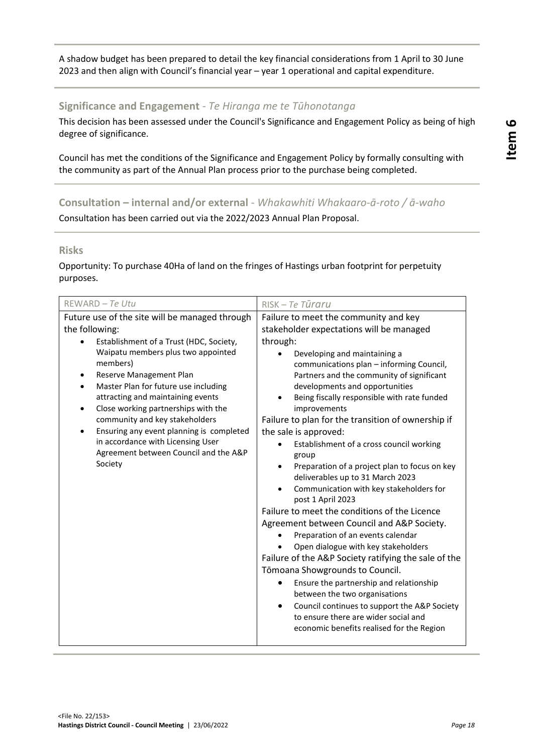A shadow budget has been prepared to detail the key financial considerations from 1 April to 30 June 2023 and then align with Council's financial year – year 1 operational and capital expenditure.

## Significance and Engagement - *Te Hiranga me te Tūhonotanga*

This decision has been assessed under the Council's Significance and Engagement Policy as being of high degree of significance.

Council has met the conditions of the Significance and Engagement Policy by formally consulting with the community as part of the Annual Plan process prior to the purchase being completed.

## Consultation – internal and/or external - *Whakawhiti Whakaaro-ā-roto / ā-waho*

Consultation has been carried out via the 2022/2023 Annual Plan Proposal.

## Risks

Opportunity: To purchase 40Ha of land on the fringes of Hastings urban footprint for perpetuity purposes.

| REWARD – *Te Utu* | RISK – *Te Tūraru* |
|---|---|
| Future use of the site will be managed through the following:<br>• Establishment of a Trust (HDC, Society, Waipatu members plus two appointed members)<br>• Reserve Management Plan<br>• Master Plan for future use including attracting and maintaining events<br>• Close working partnerships with the community and key stakeholders<br>• Ensuring any event planning is completed in accordance with Licensing User Agreement between Council and the A&P Society | Failure to meet the community and key stakeholder expectations will be managed through:<br>• Developing and maintaining a communications plan – informing Council, Partners and the community of significant developments and opportunities<br>• Being fiscally responsible with rate funded improvements<br>Failure to plan for the transition of ownership if the sale is approved:<br>• Establishment of a cross council working group<br>• Preparation of a project plan to focus on key deliverables up to 31 March 2023<br>• Communication with key stakeholders for post 1 April 2023<br>Failure to meet the conditions of the Licence Agreement between Council and A&P Society.<br>• Preparation of an events calendar<br>• Open dialogue with key stakeholders<br>Failure of the A&P Society ratifying the sale of the Tōmoana Showgrounds to Council.<br>• Ensure the partnership and relationship between the two organisations<br>• Council continues to support the A&P Society to ensure there are wider social and economic benefits realised for the Region |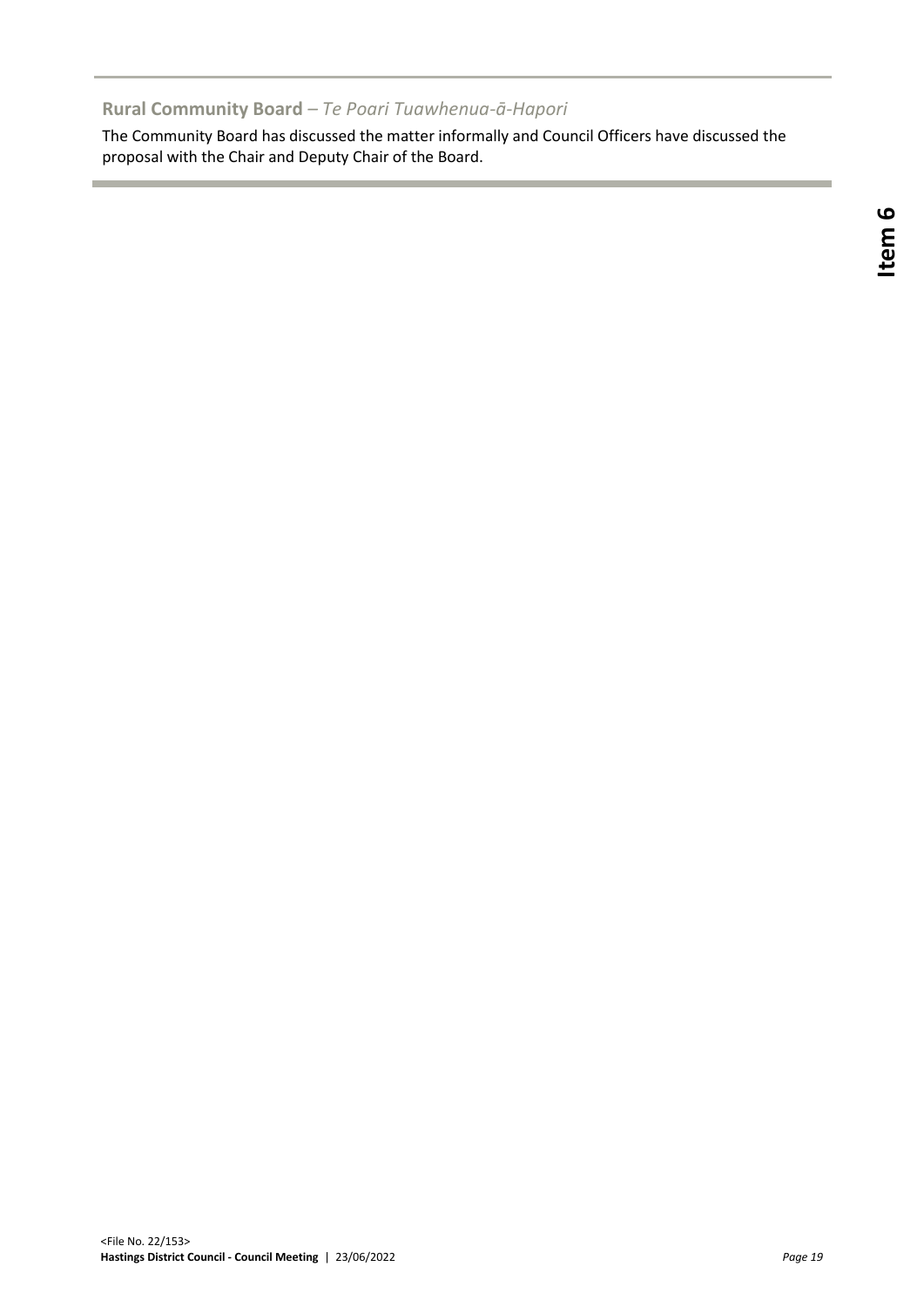## **Rural Community Board** – *Te Poari Tuawhenua-ā-Hapori*

The Community Board has discussed the matter informally and Council Officers have discussed the proposal with the Chair and Deputy Chair of the Board.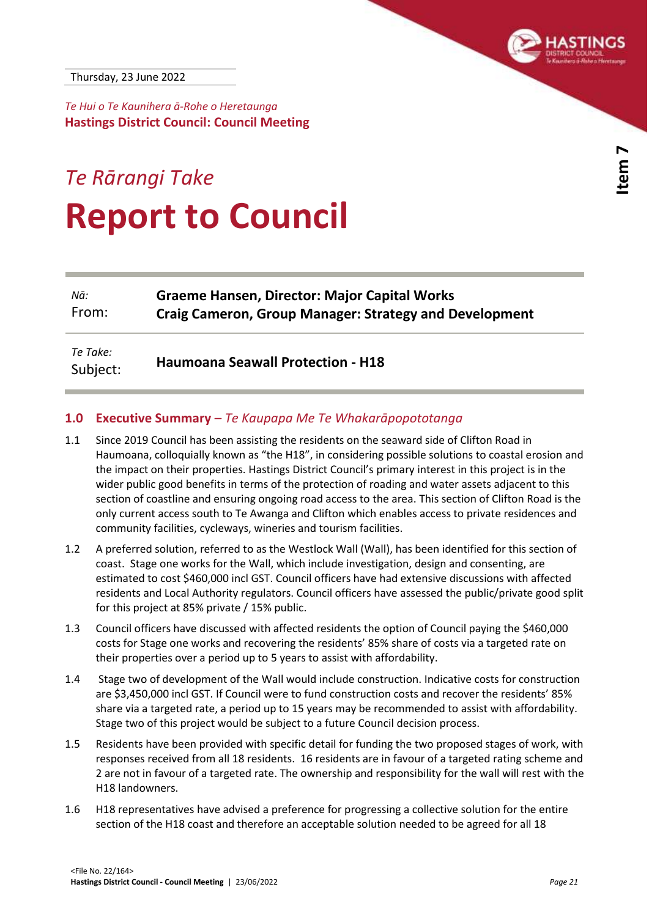Thursday, 23 June 2022

*Te Hui o Te Kaunihera ā-Rohe o Heretaunga*
**Hastings District Council: Council Meeting**

*Te Rārangi Take*

# Report to Council

| *Nā:* From: | **Graeme Hansen, Director: Major Capital Works** **Craig Cameron, Group Manager: Strategy and Development** |
|---|---|
| *Te Take:* Subject: | **Haumoana Seawall Protection - H18** |

## 1.0 Executive Summary – *Te Kaupapa Me Te Whakarāpopototanga*

1.1 Since 2019 Council has been assisting the residents on the seaward side of Clifton Road in Haumoana, colloquially known as "the H18", in considering possible solutions to coastal erosion and the impact on their properties. Hastings District Council's primary interest in this project is in the wider public good benefits in terms of the protection of roading and water assets adjacent to this section of coastline and ensuring ongoing road access to the area. This section of Clifton Road is the only current access south to Te Awanga and Clifton which enables access to private residences and community facilities, cycleways, wineries and tourism facilities.

1.2 A preferred solution, referred to as the Westlock Wall (Wall), has been identified for this section of coast. Stage one works for the Wall, which include investigation, design and consenting, are estimated to cost $460,000 incl GST. Council officers have had extensive discussions with affected residents and Local Authority regulators. Council officers have assessed the public/private good split for this project at 85% private / 15% public.

1.3 Council officers have discussed with affected residents the option of Council paying the $460,000 costs for Stage one works and recovering the residents' 85% share of costs via a targeted rate on their properties over a period up to 5 years to assist with affordability.

1.4 Stage two of development of the Wall would include construction. Indicative costs for construction are $3,450,000 incl GST. If Council were to fund construction costs and recover the residents' 85% share via a targeted rate, a period up to 15 years may be recommended to assist with affordability. Stage two of this project would be subject to a future Council decision process.

1.5 Residents have been provided with specific detail for funding the two proposed stages of work, with responses received from all 18 residents. 16 residents are in favour of a targeted rating scheme and 2 are not in favour of a targeted rate. The ownership and responsibility for the wall will rest with the H18 landowners.

1.6 H18 representatives have advised a preference for progressing a collective solution for the entire section of the H18 coast and therefore an acceptable solution needed to be agreed for all 18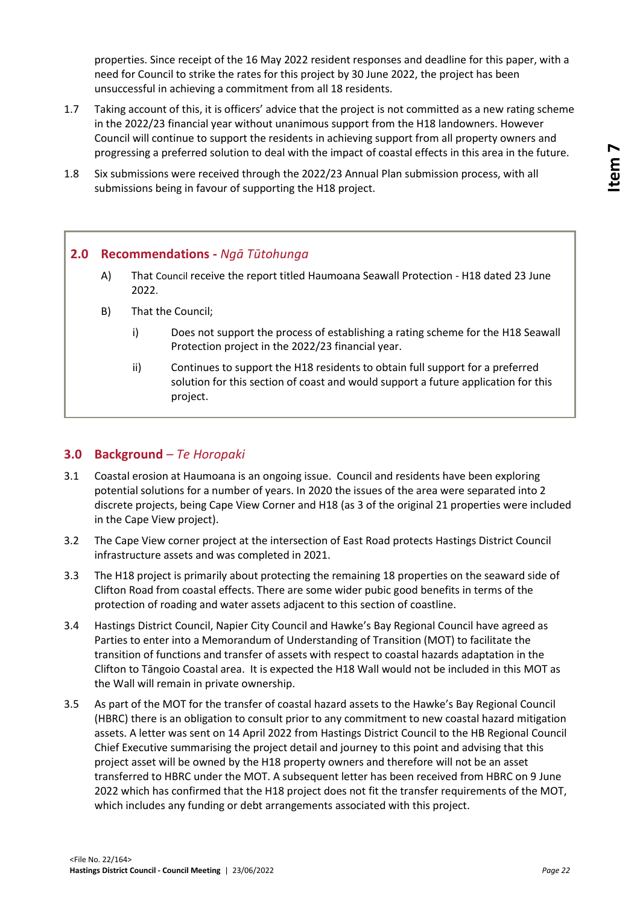properties. Since receipt of the 16 May 2022 resident responses and deadline for this paper, with a need for Council to strike the rates for this project by 30 June 2022, the project has been unsuccessful in achieving a commitment from all 18 residents.

1.7 Taking account of this, it is officers' advice that the project is not committed as a new rating scheme in the 2022/23 financial year without unanimous support from the H18 landowners. However Council will continue to support the residents in achieving support from all property owners and progressing a preferred solution to deal with the impact of coastal effects in this area in the future.

1.8 Six submissions were received through the 2022/23 Annual Plan submission process, with all submissions being in favour of supporting the H18 project.

## 2.0 Recommendations - *Ngā Tūtohunga*

A) That Council receive the report titled Haumoana Seawall Protection - H18 dated 23 June 2022.

B) That the Council;

   i) Does not support the process of establishing a rating scheme for the H18 Seawall Protection project in the 2022/23 financial year.

   ii) Continues to support the H18 residents to obtain full support for a preferred solution for this section of coast and would support a future application for this project.

## 3.0 Background – *Te Horopaki*

3.1 Coastal erosion at Haumoana is an ongoing issue. Council and residents have been exploring potential solutions for a number of years. In 2020 the issues of the area were separated into 2 discrete projects, being Cape View Corner and H18 (as 3 of the original 21 properties were included in the Cape View project).

3.2 The Cape View corner project at the intersection of East Road protects Hastings District Council infrastructure assets and was completed in 2021.

3.3 The H18 project is primarily about protecting the remaining 18 properties on the seaward side of Clifton Road from coastal effects. There are some wider pubic good benefits in terms of the protection of roading and water assets adjacent to this section of coastline.

3.4 Hastings District Council, Napier City Council and Hawke's Bay Regional Council have agreed as Parties to enter into a Memorandum of Understanding of Transition (MOT) to facilitate the transition of functions and transfer of assets with respect to coastal hazards adaptation in the Clifton to Tāngoio Coastal area. It is expected the H18 Wall would not be included in this MOT as the Wall will remain in private ownership.

3.5 As part of the MOT for the transfer of coastal hazard assets to the Hawke's Bay Regional Council (HBRC) there is an obligation to consult prior to any commitment to new coastal hazard mitigation assets. A letter was sent on 14 April 2022 from Hastings District Council to the HB Regional Council Chief Executive summarising the project detail and journey to this point and advising that this project asset will be owned by the H18 property owners and therefore will not be an asset transferred to HBRC under the MOT. A subsequent letter has been received from HBRC on 9 June 2022 which has confirmed that the H18 project does not fit the transfer requirements of the MOT, which includes any funding or debt arrangements associated with this project.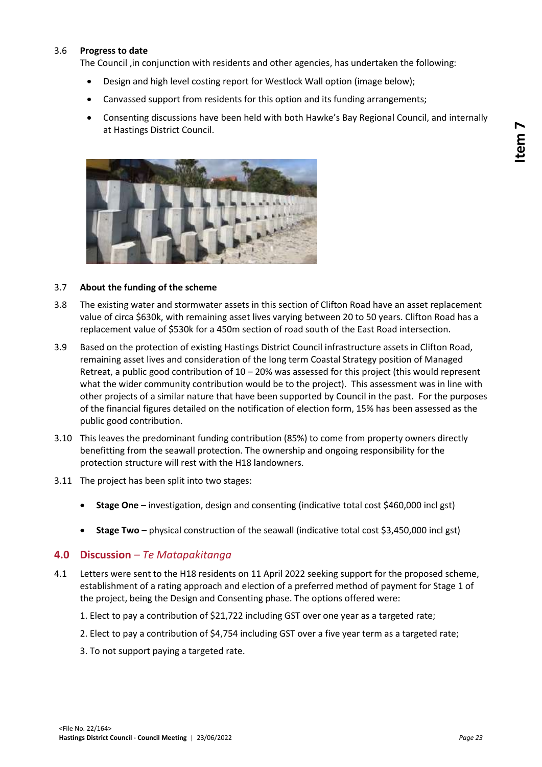3.6 **Progress to date**

The Council ,in conjunction with residents and other agencies, has undertaken the following:

- Design and high level costing report for Westlock Wall option (image below);
- Canvassed support from residents for this option and its funding arrangements;
- Consenting discussions have been held with both Hawke's Bay Regional Council, and internally at Hastings District Council.

3.7 **About the funding of the scheme**

3.8 The existing water and stormwater assets in this section of Clifton Road have an asset replacement value of circa $630k, with remaining asset lives varying between 20 to 50 years. Clifton Road has a replacement value of $530k for a 450m section of road south of the East Road intersection.

3.9 Based on the protection of existing Hastings District Council infrastructure assets in Clifton Road, remaining asset lives and consideration of the long term Coastal Strategy position of Managed Retreat, a public good contribution of 10 – 20% was assessed for this project (this would represent what the wider community contribution would be to the project). This assessment was in line with other projects of a similar nature that have been supported by Council in the past. For the purposes of the financial figures detailed on the notification of election form, 15% has been assessed as the public good contribution.

3.10 This leaves the predominant funding contribution (85%) to come from property owners directly benefitting from the seawall protection. The ownership and ongoing responsibility for the protection structure will rest with the H18 landowners.

3.11 The project has been split into two stages:

- **Stage One** – investigation, design and consenting (indicative total cost $460,000 incl gst)
- **Stage Two** – physical construction of the seawall (indicative total cost $3,450,000 incl gst)

## 4.0 Discussion – *Te Matapakitanga*

4.1 Letters were sent to the H18 residents on 11 April 2022 seeking support for the proposed scheme, establishment of a rating approach and election of a preferred method of payment for Stage 1 of the project, being the Design and Consenting phase. The options offered were:

1. Elect to pay a contribution of $21,722 including GST over one year as a targeted rate;
2. Elect to pay a contribution of $4,754 including GST over a five year term as a targeted rate;
3. To not support paying a targeted rate.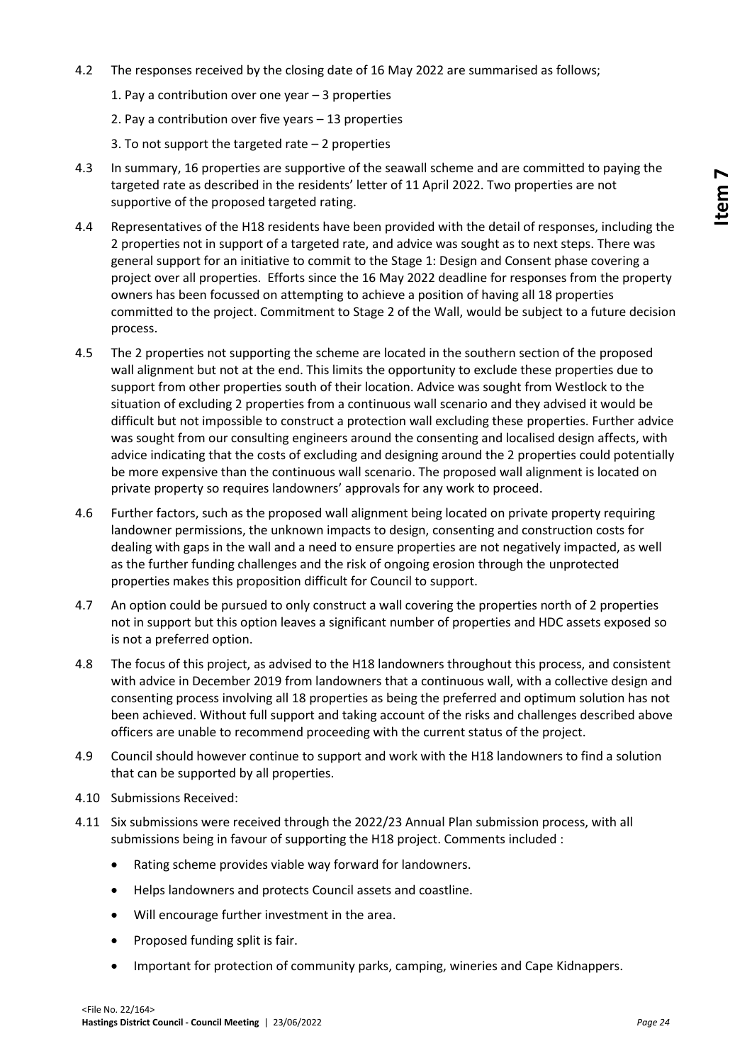4.2 The responses received by the closing date of 16 May 2022 are summarised as follows;

1. Pay a contribution over one year – 3 properties
2. Pay a contribution over five years – 13 properties
3. To not support the targeted rate – 2 properties

4.3 In summary, 16 properties are supportive of the seawall scheme and are committed to paying the targeted rate as described in the residents' letter of 11 April 2022. Two properties are not supportive of the proposed targeted rating.

4.4 Representatives of the H18 residents have been provided with the detail of responses, including the 2 properties not in support of a targeted rate, and advice was sought as to next steps. There was general support for an initiative to commit to the Stage 1: Design and Consent phase covering a project over all properties. Efforts since the 16 May 2022 deadline for responses from the property owners has been focussed on attempting to achieve a position of having all 18 properties committed to the project. Commitment to Stage 2 of the Wall, would be subject to a future decision process.

4.5 The 2 properties not supporting the scheme are located in the southern section of the proposed wall alignment but not at the end. This limits the opportunity to exclude these properties due to support from other properties south of their location. Advice was sought from Westlock to the situation of excluding 2 properties from a continuous wall scenario and they advised it would be difficult but not impossible to construct a protection wall excluding these properties. Further advice was sought from our consulting engineers around the consenting and localised design affects, with advice indicating that the costs of excluding and designing around the 2 properties could potentially be more expensive than the continuous wall scenario. The proposed wall alignment is located on private property so requires landowners' approvals for any work to proceed.

4.6 Further factors, such as the proposed wall alignment being located on private property requiring landowner permissions, the unknown impacts to design, consenting and construction costs for dealing with gaps in the wall and a need to ensure properties are not negatively impacted, as well as the further funding challenges and the risk of ongoing erosion through the unprotected properties makes this proposition difficult for Council to support.

4.7 An option could be pursued to only construct a wall covering the properties north of 2 properties not in support but this option leaves a significant number of properties and HDC assets exposed so is not a preferred option.

4.8 The focus of this project, as advised to the H18 landowners throughout this process, and consistent with advice in December 2019 from landowners that a continuous wall, with a collective design and consenting process involving all 18 properties as being the preferred and optimum solution has not been achieved. Without full support and taking account of the risks and challenges described above officers are unable to recommend proceeding with the current status of the project.

4.9 Council should however continue to support and work with the H18 landowners to find a solution that can be supported by all properties.

4.10 Submissions Received:

4.11 Six submissions were received through the 2022/23 Annual Plan submission process, with all submissions being in favour of supporting the H18 project. Comments included :

- Rating scheme provides viable way forward for landowners.
- Helps landowners and protects Council assets and coastline.
- Will encourage further investment in the area.
- Proposed funding split is fair.
- Important for protection of community parks, camping, wineries and Cape Kidnappers.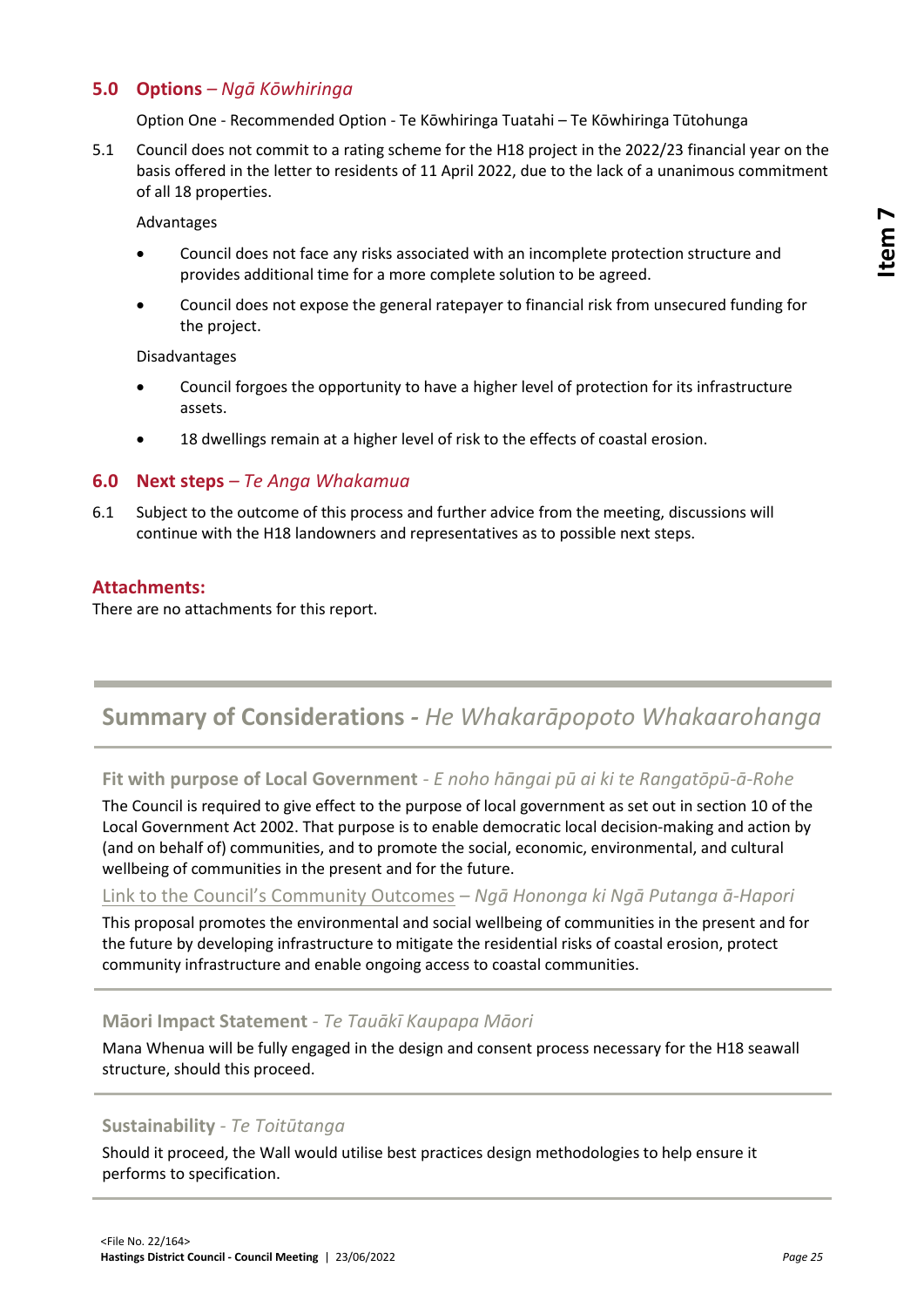## 5.0 Options – *Ngā Kōwhiringa*

Option One - Recommended Option - Te Kōwhiringa Tuatahi – Te Kōwhiringa Tūtohunga

5.1 Council does not commit to a rating scheme for the H18 project in the 2022/23 financial year on the basis offered in the letter to residents of 11 April 2022, due to the lack of a unanimous commitment of all 18 properties.

Advantages

- Council does not face any risks associated with an incomplete protection structure and provides additional time for a more complete solution to be agreed.
- Council does not expose the general ratepayer to financial risk from unsecured funding for the project.

Disadvantages

- Council forgoes the opportunity to have a higher level of protection for its infrastructure assets.
- 18 dwellings remain at a higher level of risk to the effects of coastal erosion.

## 6.0 Next steps – *Te Anga Whakamua*

6.1 Subject to the outcome of this process and further advice from the meeting, discussions will continue with the H18 landowners and representatives as to possible next steps.

### Attachments:

There are no attachments for this report.

## Summary of Considerations - *He Whakarāpopoto Whakaarohanga*

### Fit with purpose of Local Government - *E noho hāngai pū ai ki te Rangatōpū-ā-Rohe*

The Council is required to give effect to the purpose of local government as set out in section 10 of the Local Government Act 2002. That purpose is to enable democratic local decision-making and action by (and on behalf of) communities, and to promote the social, economic, environmental, and cultural wellbeing of communities in the present and for the future.

### Link to the Council's Community Outcomes – *Ngā Hononga ki Ngā Putanga ā-Hapori*

This proposal promotes the environmental and social wellbeing of communities in the present and for the future by developing infrastructure to mitigate the residential risks of coastal erosion, protect community infrastructure and enable ongoing access to coastal communities.

### Māori Impact Statement - *Te Tauākī Kaupapa Māori*

Mana Whenua will be fully engaged in the design and consent process necessary for the H18 seawall structure, should this proceed.

### Sustainability - *Te Toitūtanga*

Should it proceed, the Wall would utilise best practices design methodologies to help ensure it performs to specification.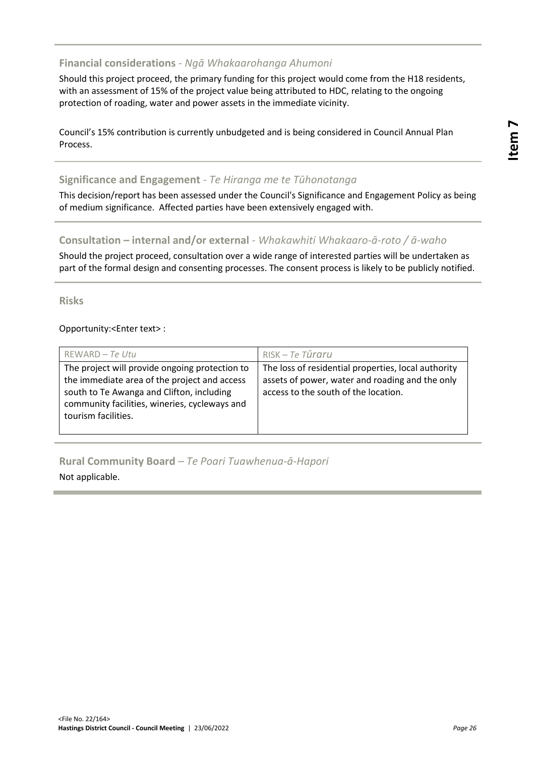## Financial considerations - *Ngā Whakaarohanga Ahumoni*

Should this project proceed, the primary funding for this project would come from the H18 residents, with an assessment of 15% of the project value being attributed to HDC, relating to the ongoing protection of roading, water and power assets in the immediate vicinity.

Council's 15% contribution is currently unbudgeted and is being considered in Council Annual Plan Process.

## Significance and Engagement - *Te Hiranga me te Tūhonotanga*

This decision/report has been assessed under the Council's Significance and Engagement Policy as being of medium significance. Affected parties have been extensively engaged with.

## Consultation – internal and/or external - *Whakawhiti Whakaaro-ā-roto / ā-waho*

Should the project proceed, consultation over a wide range of interested parties will be undertaken as part of the formal design and consenting processes. The consent process is likely to be publicly notified.

## Risks

Opportunity:<Enter text> :

| REWARD – *Te Utu* | RISK – *Te Tūraru* |
|---|---|
| The project will provide ongoing protection to the immediate area of the project and access south to Te Awanga and Clifton, including community facilities, wineries, cycleways and tourism facilities. | The loss of residential properties, local authority assets of power, water and roading and the only access to the south of the location. |

## Rural Community Board – *Te Poari Tuawhenua-ā-Hapori*

Not applicable.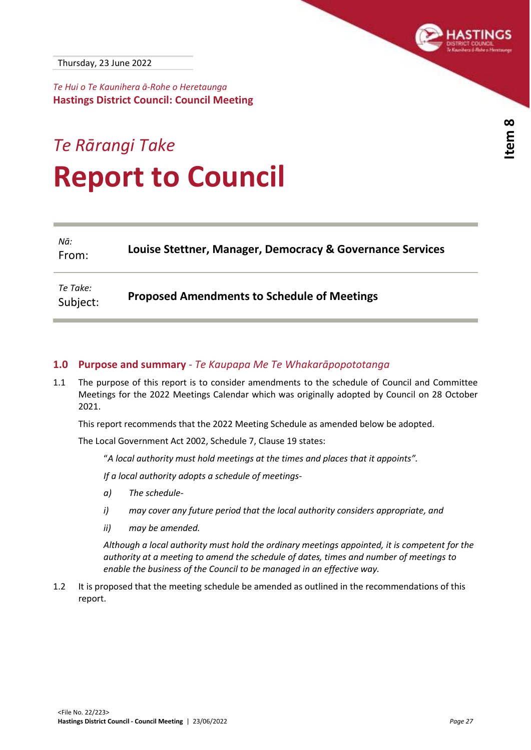Thursday, 23 June 2022

*Te Hui o Te Kaunihera ā-Rohe o Heretaunga*
**Hastings District Council: Council Meeting**

*Te Rārangi Take*

# Report to Council

| *Nā:* From: | **Louise Stettner, Manager, Democracy & Governance Services** |
|---|---|
| *Te Take:* Subject: | **Proposed Amendments to Schedule of Meetings** |

## 1.0 Purpose and summary - *Te Kaupapa Me Te Whakarāpopototanga*

1.1 The purpose of this report is to consider amendments to the schedule of Council and Committee Meetings for the 2022 Meetings Calendar which was originally adopted by Council on 28 October 2021.

This report recommends that the 2022 Meeting Schedule as amended below be adopted.

The Local Government Act 2002, Schedule 7, Clause 19 states:

> "*A local authority must hold meetings at the times and places that it appoints*".
>
> *If a local authority adopts a schedule of meetings-*
>
> *a) The schedule-*
>
> *i) may cover any future period that the local authority considers appropriate, and*
>
> *ii) may be amended.*
>
> *Although a local authority must hold the ordinary meetings appointed, it is competent for the authority at a meeting to amend the schedule of dates, times and number of meetings to enable the business of the Council to be managed in an effective way.*

1.2 It is proposed that the meeting schedule be amended as outlined in the recommendations of this report.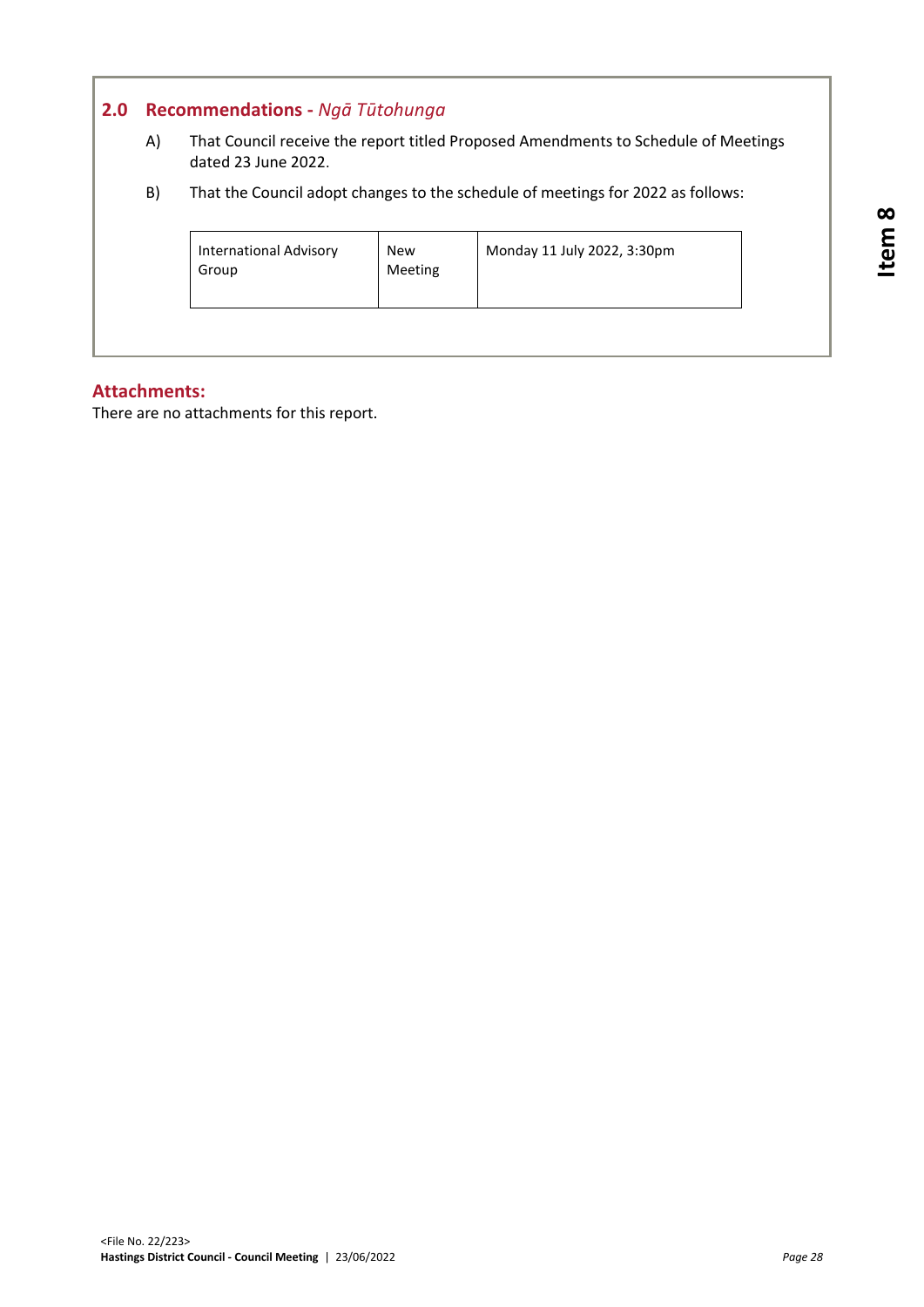## 2.0 Recommendations - *Ngā Tūtohunga*

A) That Council receive the report titled Proposed Amendments to Schedule of Meetings dated 23 June 2022.

B) That the Council adopt changes to the schedule of meetings for 2022 as follows:

| | | |
|---|---|---|
| International Advisory Group | New Meeting | Monday 11 July 2022, 3:30pm |

### Attachments:

There are no attachments for this report.